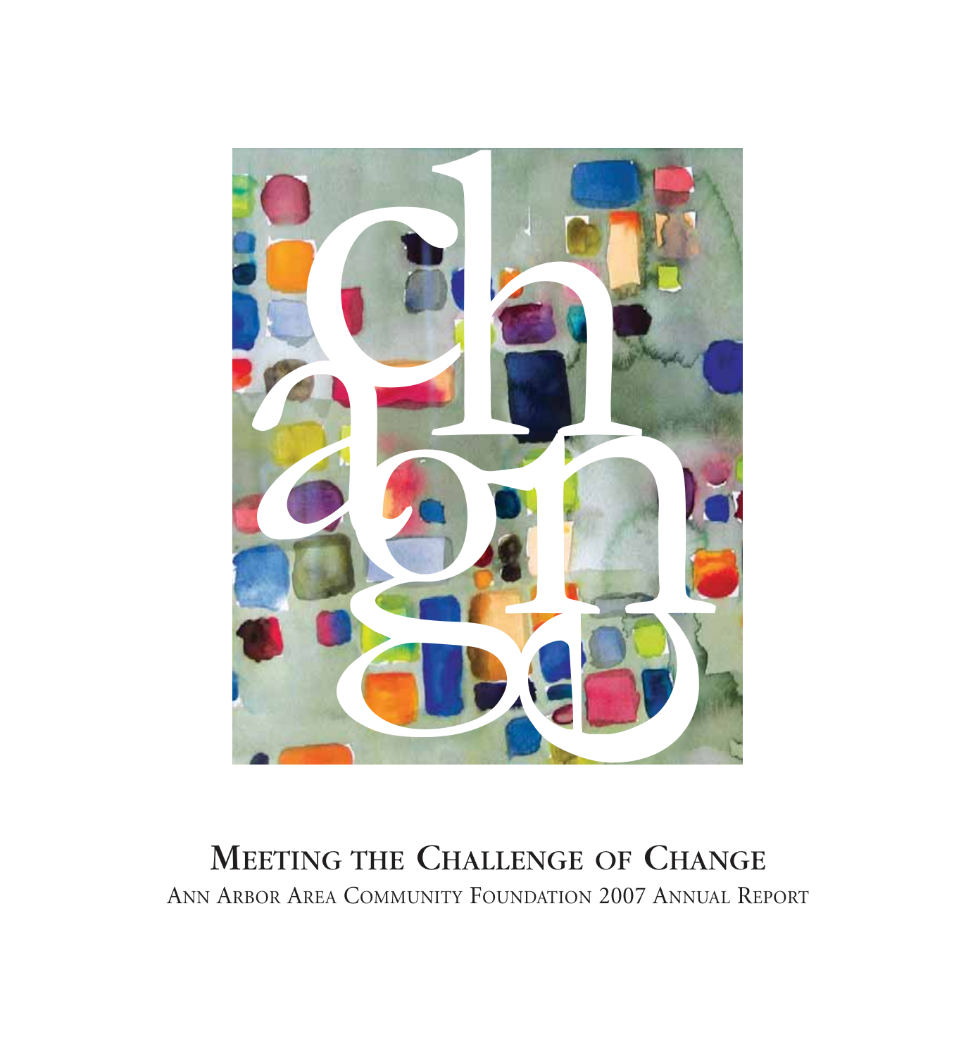# Meeting the Challenge of Change

Ann Arbor Area Community Foundation 2007 Annual Report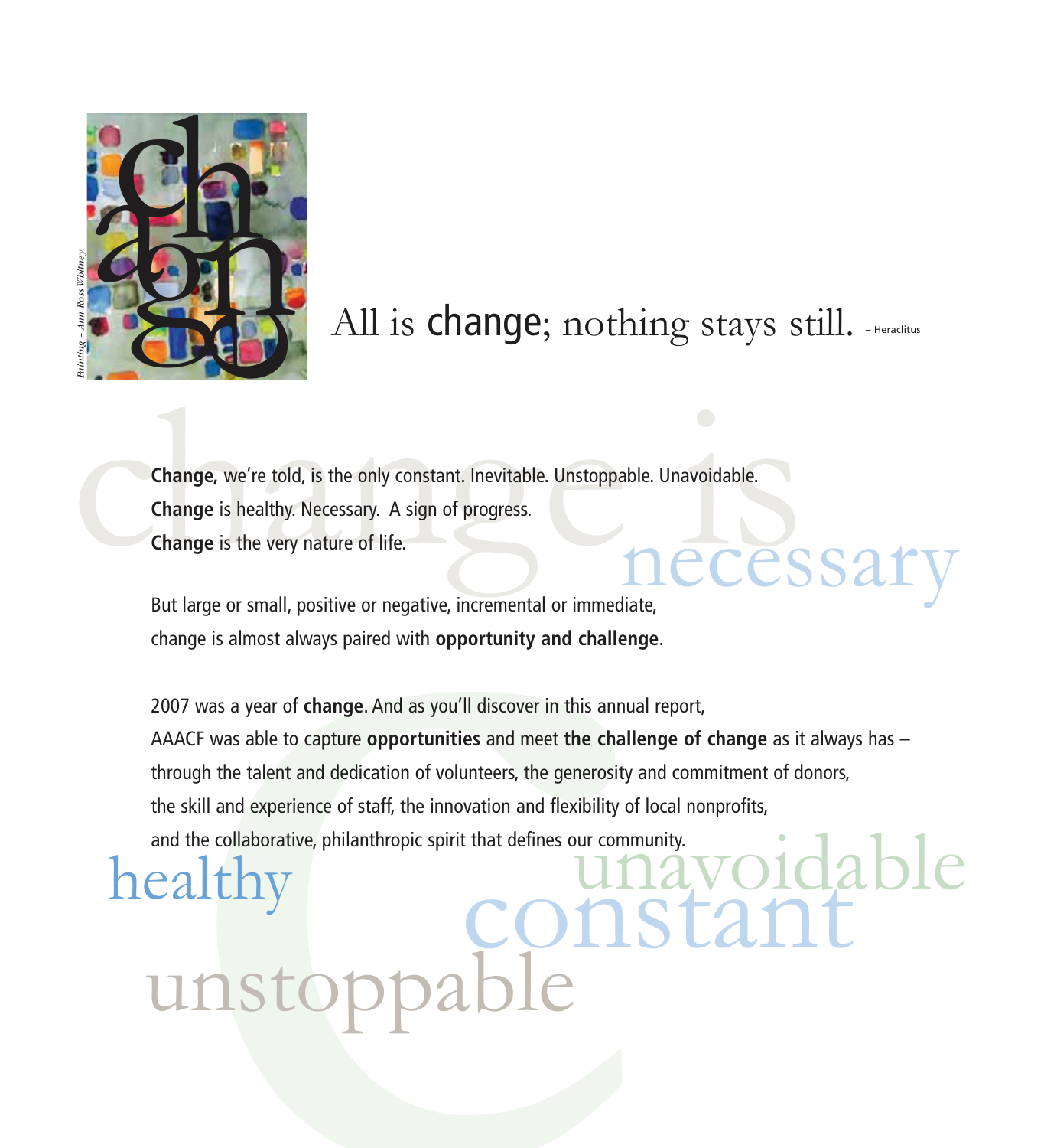Painting – Ann Ross Whitney

All is change; nothing stays still. – Heraclitus

**Change,** we're told, is the only constant. Inevitable. Unstoppable. Unavoidable.
**Change** is healthy. Necessary. A sign of progress.
**Change** is the very nature of life.

But large or small, positive or negative, incremental or immediate,
change is almost always paired with **opportunity and challenge**.

2007 was a year of **change**. And as you'll discover in this annual report,
AAACF was able to capture **opportunities** and meet **the challenge of change** as it always has –
through the talent and dedication of volunteers, the generosity and commitment of donors,
the skill and experience of staff, the innovation and flexibility of local nonprofits,
and the collaborative, philanthropic spirit that defines our community.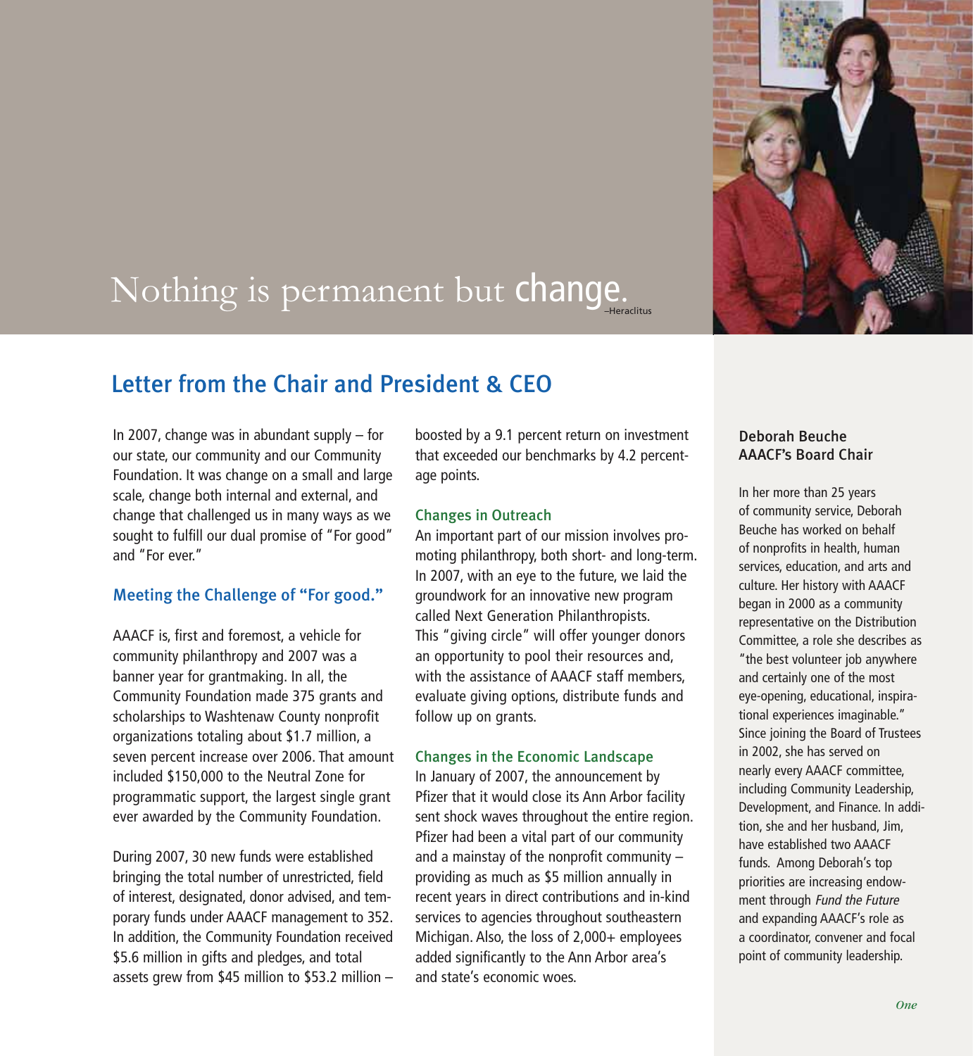Nothing is permanent but change. –Heraclitus

## Letter from the Chair and President & CEO

In 2007, change was in abundant supply – for our state, our community and our Community Foundation. It was change on a small and large scale, change both internal and external, and change that challenged us in many ways as we sought to fulfill our dual promise of "For good" and "For ever."

### Meeting the Challenge of "For good."

AAACF is, first and foremost, a vehicle for community philanthropy and 2007 was a banner year for grantmaking. In all, the Community Foundation made 375 grants and scholarships to Washtenaw County nonprofit organizations totaling about $1.7 million, a seven percent increase over 2006. That amount included $150,000 to the Neutral Zone for programmatic support, the largest single grant ever awarded by the Community Foundation.

During 2007, 30 new funds were established bringing the total number of unrestricted, field of interest, designated, donor advised, and temporary funds under AAACF management to 352. In addition, the Community Foundation received $5.6 million in gifts and pledges, and total assets grew from $45 million to $53.2 million – boosted by a 9.1 percent return on investment that exceeded our benchmarks by 4.2 percentage points.

#### Changes in Outreach

An important part of our mission involves promoting philanthropy, both short- and long-term. In 2007, with an eye to the future, we laid the groundwork for an innovative new program called Next Generation Philanthropists. This "giving circle" will offer younger donors an opportunity to pool their resources and, with the assistance of AAACF staff members, evaluate giving options, distribute funds and follow up on grants.

#### Changes in the Economic Landscape

In January of 2007, the announcement by Pfizer that it would close its Ann Arbor facility sent shock waves throughout the entire region. Pfizer had been a vital part of our community and a mainstay of the nonprofit community – providing as much as $5 million annually in recent years in direct contributions and in-kind services to agencies throughout southeastern Michigan. Also, the loss of 2,000+ employees added significantly to the Ann Arbor area's and state's economic woes.

**Deborah Beuche**
**AAACF's Board Chair**

In her more than 25 years of community service, Deborah Beuche has worked on behalf of nonprofits in health, human services, education, and arts and culture. Her history with AAACF began in 2000 as a community representative on the Distribution Committee, a role she describes as "the best volunteer job anywhere and certainly one of the most eye-opening, educational, inspirational experiences imaginable." Since joining the Board of Trustees in 2002, she has served on nearly every AAACF committee, including Community Leadership, Development, and Finance. In addition, she and her husband, Jim, have established two AAACF funds. Among Deborah's top priorities are increasing endowment through *Fund the Future* and expanding AAACF's role as a coordinator, convener and focal point of community leadership.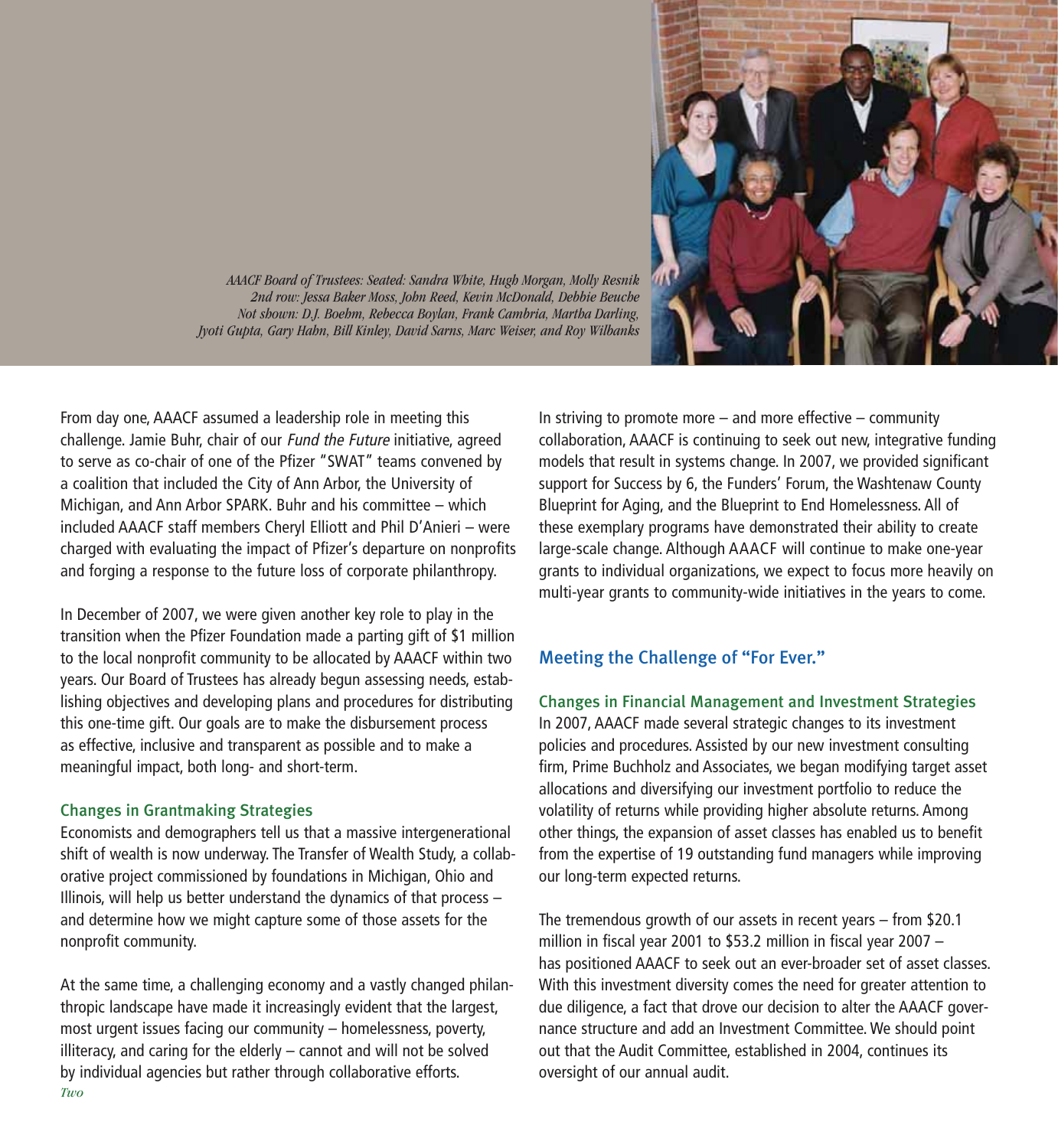*AAACF Board of Trustees: Seated: Sandra White, Hugh Morgan, Molly Resnik*
*2nd row: Jessa Baker Moss, John Reed, Kevin McDonald, Debbie Beuche*
*Not shown: D.J. Boehm, Rebecca Boylan, Frank Cambria, Martha Darling, Jyoti Gupta, Gary Hahn, Bill Kinley, David Sarns, Marc Weiser, and Roy Wilbanks*

From day one, AAACF assumed a leadership role in meeting this challenge. Jamie Buhr, chair of our *Fund the Future* initiative, agreed to serve as co-chair of one of the Pfizer "SWAT" teams convened by a coalition that included the City of Ann Arbor, the University of Michigan, and Ann Arbor SPARK. Buhr and his committee – which included AAACF staff members Cheryl Elliott and Phil D'Anieri – were charged with evaluating the impact of Pfizer's departure on nonprofits and forging a response to the future loss of corporate philanthropy.

In December of 2007, we were given another key role to play in the transition when the Pfizer Foundation made a parting gift of $1 million to the local nonprofit community to be allocated by AAACF within two years. Our Board of Trustees has already begun assessing needs, establishing objectives and developing plans and procedures for distributing this one-time gift. Our goals are to make the disbursement process as effective, inclusive and transparent as possible and to make a meaningful impact, both long- and short-term.

### Changes in Grantmaking Strategies

Economists and demographers tell us that a massive intergenerational shift of wealth is now underway. The Transfer of Wealth Study, a collaborative project commissioned by foundations in Michigan, Ohio and Illinois, will help us better understand the dynamics of that process – and determine how we might capture some of those assets for the nonprofit community.

At the same time, a challenging economy and a vastly changed philanthropic landscape have made it increasingly evident that the largest, most urgent issues facing our community – homelessness, poverty, illiteracy, and caring for the elderly – cannot and will not be solved by individual agencies but rather through collaborative efforts.

In striving to promote more – and more effective – community collaboration, AAACF is continuing to seek out new, integrative funding models that result in systems change. In 2007, we provided significant support for Success by 6, the Funders' Forum, the Washtenaw County Blueprint for Aging, and the Blueprint to End Homelessness. All of these exemplary programs have demonstrated their ability to create large-scale change. Although AAACF will continue to make one-year grants to individual organizations, we expect to focus more heavily on multi-year grants to community-wide initiatives in the years to come.

## Meeting the Challenge of "For Ever."

### Changes in Financial Management and Investment Strategies

In 2007, AAACF made several strategic changes to its investment policies and procedures. Assisted by our new investment consulting firm, Prime Buchholz and Associates, we began modifying target asset allocations and diversifying our investment portfolio to reduce the volatility of returns while providing higher absolute returns. Among other things, the expansion of asset classes has enabled us to benefit from the expertise of 19 outstanding fund managers while improving our long-term expected returns.

The tremendous growth of our assets in recent years – from $20.1 million in fiscal year 2001 to $53.2 million in fiscal year 2007 – has positioned AAACF to seek out an ever-broader set of asset classes. With this investment diversity comes the need for greater attention to due diligence, a fact that drove our decision to alter the AAACF governance structure and add an Investment Committee. We should point out that the Audit Committee, established in 2004, continues its oversight of our annual audit.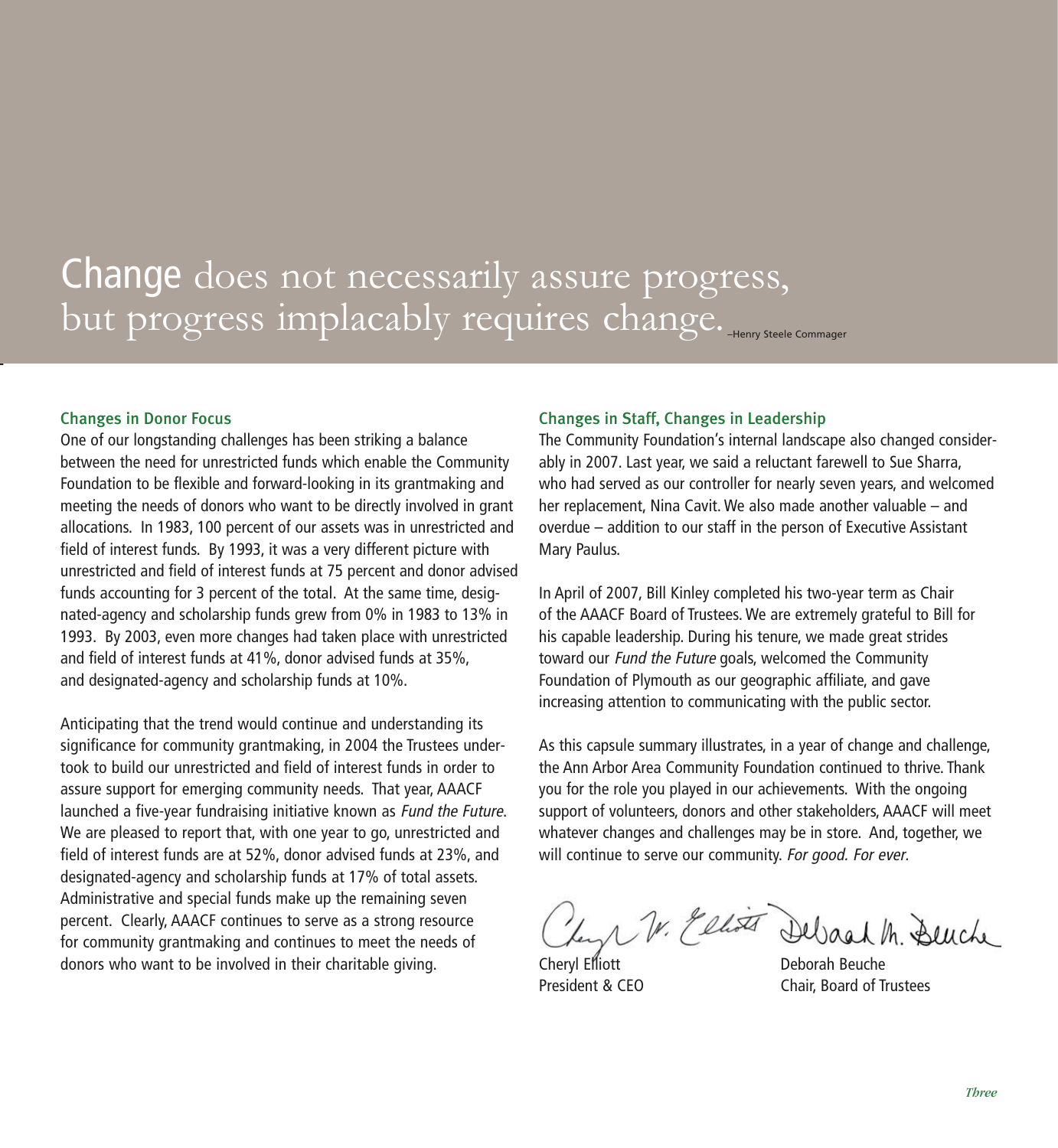# Change does not necessarily assure progress, but progress implacably requires change.

–Henry Steele Commager

### Changes in Donor Focus

One of our longstanding challenges has been striking a balance between the need for unrestricted funds which enable the Community Foundation to be flexible and forward-looking in its grantmaking and meeting the needs of donors who want to be directly involved in grant allocations. In 1983, 100 percent of our assets was in unrestricted and field of interest funds. By 1993, it was a very different picture with unrestricted and field of interest funds at 75 percent and donor advised funds accounting for 3 percent of the total. At the same time, designated-agency and scholarship funds grew from 0% in 1983 to 13% in 1993. By 2003, even more changes had taken place with unrestricted and field of interest funds at 41%, donor advised funds at 35%, and designated-agency and scholarship funds at 10%.

Anticipating that the trend would continue and understanding its significance for community grantmaking, in 2004 the Trustees undertook to build our unrestricted and field of interest funds in order to assure support for emerging community needs. That year, AAACF launched a five-year fundraising initiative known as *Fund the Future*. We are pleased to report that, with one year to go, unrestricted and field of interest funds are at 52%, donor advised funds at 23%, and designated-agency and scholarship funds at 17% of total assets. Administrative and special funds make up the remaining seven percent. Clearly, AAACF continues to serve as a strong resource for community grantmaking and continues to meet the needs of donors who want to be involved in their charitable giving.

### Changes in Staff, Changes in Leadership

The Community Foundation's internal landscape also changed considerably in 2007. Last year, we said a reluctant farewell to Sue Sharra, who had served as our controller for nearly seven years, and welcomed her replacement, Nina Cavit. We also made another valuable – and overdue – addition to our staff in the person of Executive Assistant Mary Paulus.

In April of 2007, Bill Kinley completed his two-year term as Chair of the AAACF Board of Trustees. We are extremely grateful to Bill for his capable leadership. During his tenure, we made great strides toward our *Fund the Future* goals, welcomed the Community Foundation of Plymouth as our geographic affiliate, and gave increasing attention to communicating with the public sector.

As this capsule summary illustrates, in a year of change and challenge, the Ann Arbor Area Community Foundation continued to thrive. Thank you for the role you played in our achievements. With the ongoing support of volunteers, donors and other stakeholders, AAACF will meet whatever changes and challenges may be in store. And, together, we will continue to serve our community. *For good. For ever.*

Cheryl Elliott
President & CEO

Deborah Beuche
Chair, Board of Trustees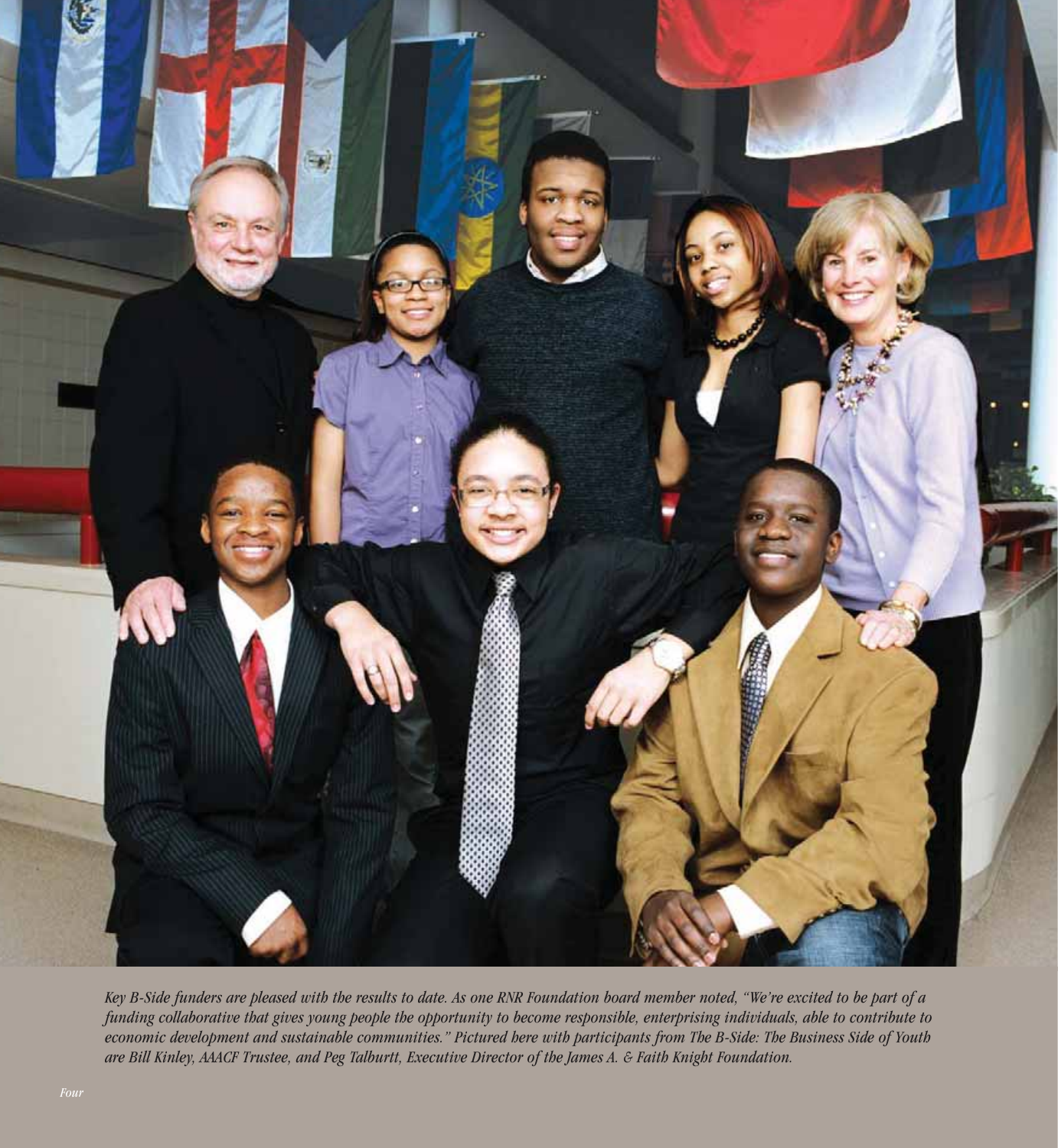*Key B-Side funders are pleased with the results to date. As one RNR Foundation board member noted, "We're excited to be part of a funding collaborative that gives young people the opportunity to become responsible, enterprising individuals, able to contribute to economic development and sustainable communities." Pictured here with participants from The B-Side: The Business Side of Youth are Bill Kinley, AAACF Trustee, and Peg Talburtt, Executive Director of the James A. & Faith Knight Foundation.*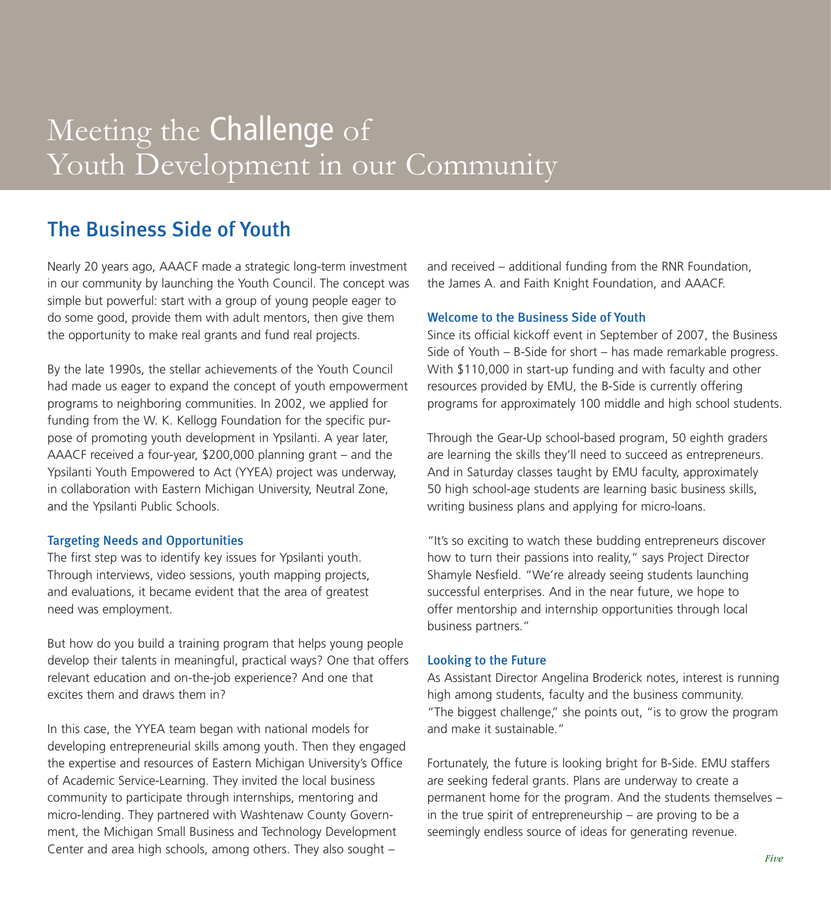# Meeting the Challenge of Youth Development in our Community

## The Business Side of Youth

Nearly 20 years ago, AAACF made a strategic long-term investment in our community by launching the Youth Council. The concept was simple but powerful: start with a group of young people eager to do some good, provide them with adult mentors, then give them the opportunity to make real grants and fund real projects.

By the late 1990s, the stellar achievements of the Youth Council had made us eager to expand the concept of youth empowerment programs to neighboring communities. In 2002, we applied for funding from the W. K. Kellogg Foundation for the specific purpose of promoting youth development in Ypsilanti. A year later, AAACF received a four-year, $200,000 planning grant – and the Ypsilanti Youth Empowered to Act (YYEA) project was underway, in collaboration with Eastern Michigan University, Neutral Zone, and the Ypsilanti Public Schools.

### Targeting Needs and Opportunities

The first step was to identify key issues for Ypsilanti youth. Through interviews, video sessions, youth mapping projects, and evaluations, it became evident that the area of greatest need was employment.

But how do you build a training program that helps young people develop their talents in meaningful, practical ways? One that offers relevant education and on-the-job experience? And one that excites them and draws them in?

In this case, the YYEA team began with national models for developing entrepreneurial skills among youth. Then they engaged the expertise and resources of Eastern Michigan University's Office of Academic Service-Learning. They invited the local business community to participate through internships, mentoring and micro-lending. They partnered with Washtenaw County Government, the Michigan Small Business and Technology Development Center and area high schools, among others. They also sought – and received – additional funding from the RNR Foundation, the James A. and Faith Knight Foundation, and AAACF.

### Welcome to the Business Side of Youth

Since its official kickoff event in September of 2007, the Business Side of Youth – B-Side for short – has made remarkable progress. With $110,000 in start-up funding and with faculty and other resources provided by EMU, the B-Side is currently offering programs for approximately 100 middle and high school students.

Through the Gear-Up school-based program, 50 eighth graders are learning the skills they'll need to succeed as entrepreneurs. And in Saturday classes taught by EMU faculty, approximately 50 high school-age students are learning basic business skills, writing business plans and applying for micro-loans.

"It's so exciting to watch these budding entrepreneurs discover how to turn their passions into reality," says Project Director Shamyle Nesfield. "We're already seeing students launching successful enterprises. And in the near future, we hope to offer mentorship and internship opportunities through local business partners."

### Looking to the Future

As Assistant Director Angelina Broderick notes, interest is running high among students, faculty and the business community. "The biggest challenge," she points out, "is to grow the program and make it sustainable."

Fortunately, the future is looking bright for B-Side. EMU staffers are seeking federal grants. Plans are underway to create a permanent home for the program. And the students themselves – in the true spirit of entrepreneurship – are proving to be a seemingly endless source of ideas for generating revenue.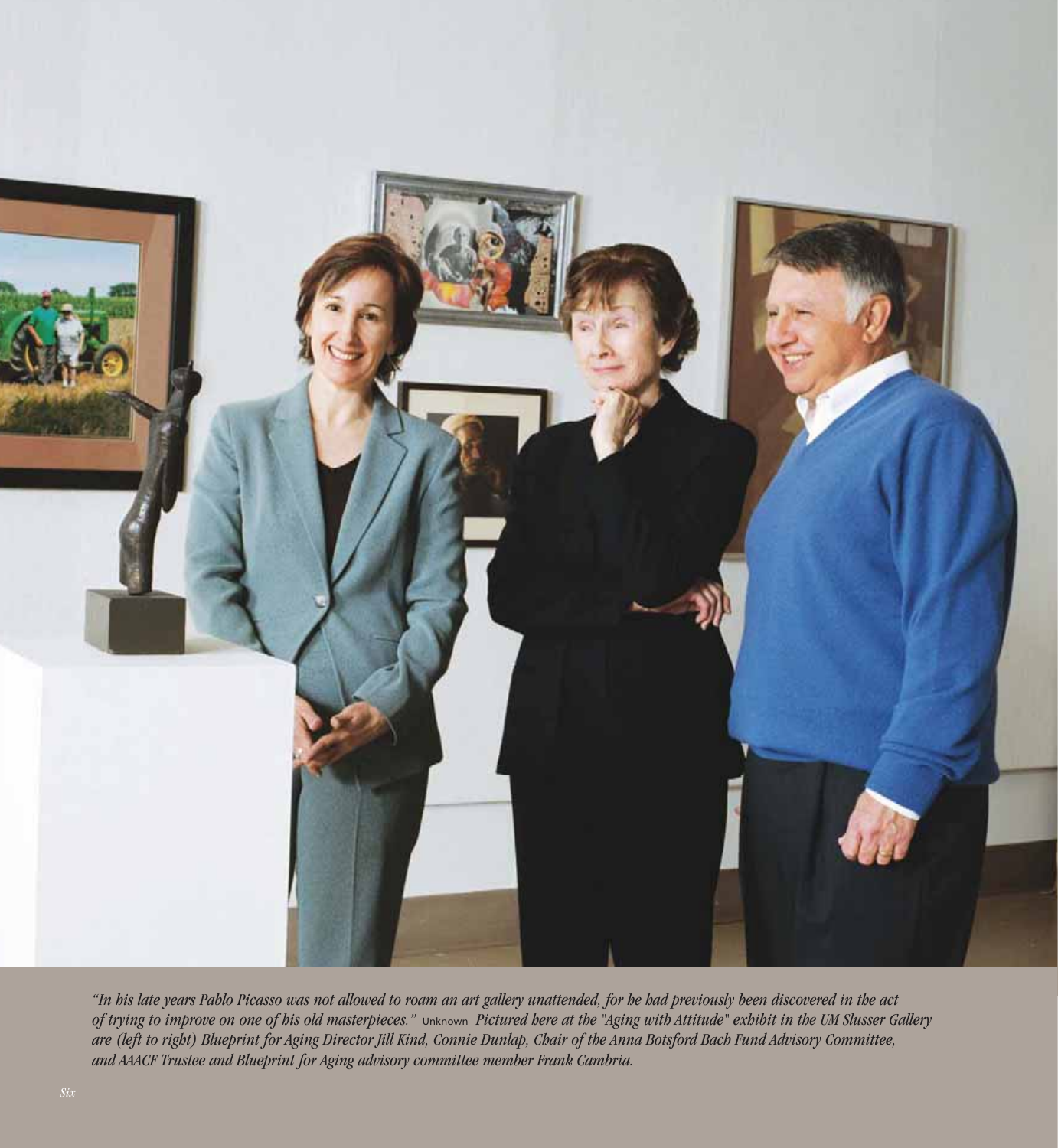*"In his late years Pablo Picasso was not allowed to roam an art gallery unattended, for he had previously been discovered in the act of trying to improve on one of his old masterpieces."* –Unknown *Pictured here at the "Aging with Attitude" exhibit in the UM Slusser Gallery are (left to right) Blueprint for Aging Director Jill Kind, Connie Dunlap, Chair of the Anna Botsford Bach Fund Advisory Committee, and AAACF Trustee and Blueprint for Aging advisory committee member Frank Cambria.*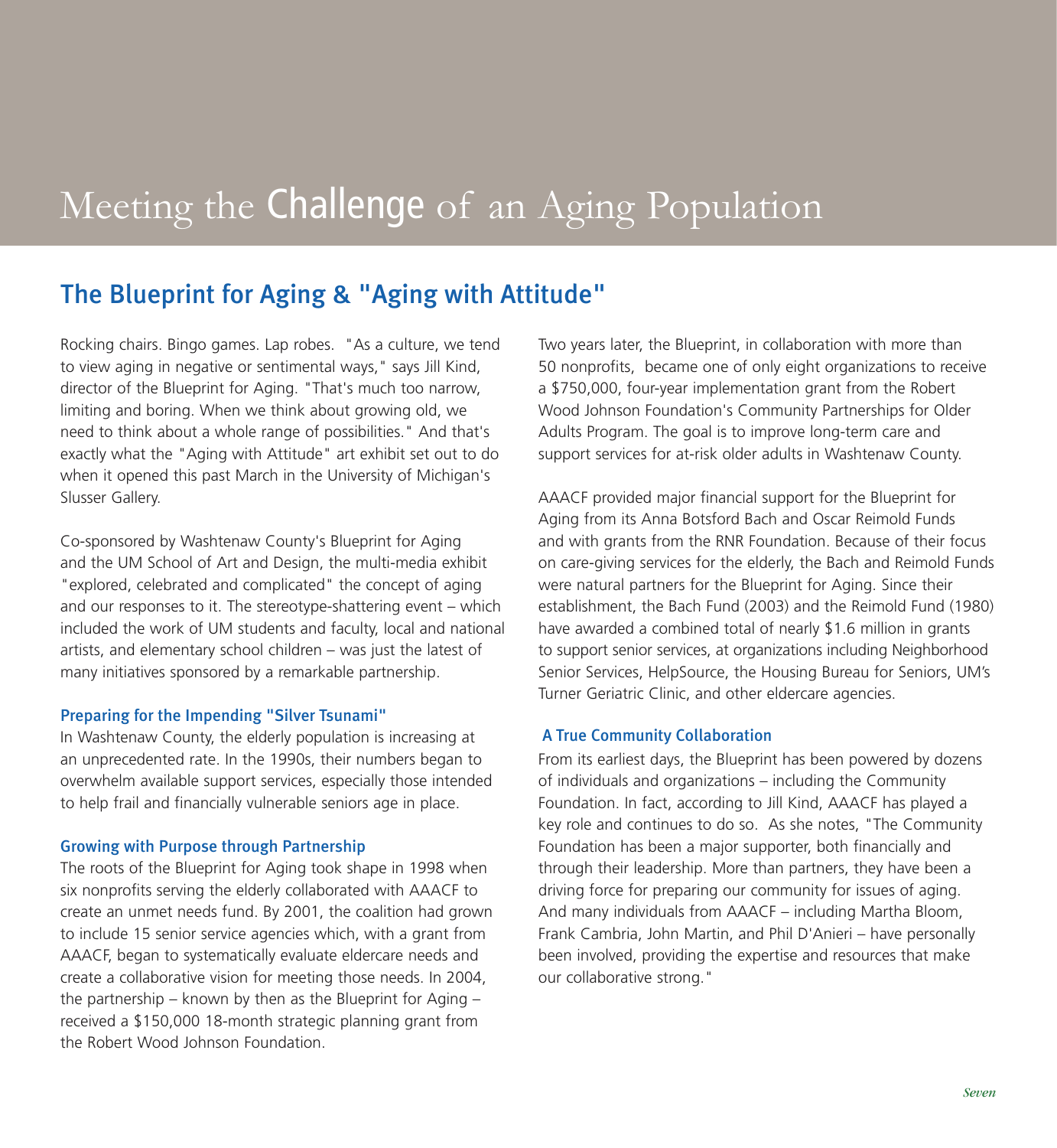# Meeting the Challenge of an Aging Population

## The Blueprint for Aging & "Aging with Attitude"

Rocking chairs. Bingo games. Lap robes. "As a culture, we tend to view aging in negative or sentimental ways," says Jill Kind, director of the Blueprint for Aging. "That's much too narrow, limiting and boring. When we think about growing old, we need to think about a whole range of possibilities." And that's exactly what the "Aging with Attitude" art exhibit set out to do when it opened this past March in the University of Michigan's Slusser Gallery.

Co-sponsored by Washtenaw County's Blueprint for Aging and the UM School of Art and Design, the multi-media exhibit "explored, celebrated and complicated" the concept of aging and our responses to it. The stereotype-shattering event – which included the work of UM students and faculty, local and national artists, and elementary school children – was just the latest of many initiatives sponsored by a remarkable partnership.

### Preparing for the Impending "Silver Tsunami"

In Washtenaw County, the elderly population is increasing at an unprecedented rate. In the 1990s, their numbers began to overwhelm available support services, especially those intended to help frail and financially vulnerable seniors age in place.

### Growing with Purpose through Partnership

The roots of the Blueprint for Aging took shape in 1998 when six nonprofits serving the elderly collaborated with AAACF to create an unmet needs fund. By 2001, the coalition had grown to include 15 senior service agencies which, with a grant from AAACF, began to systematically evaluate eldercare needs and create a collaborative vision for meeting those needs. In 2004, the partnership – known by then as the Blueprint for Aging – received a $150,000 18-month strategic planning grant from the Robert Wood Johnson Foundation.

Two years later, the Blueprint, in collaboration with more than 50 nonprofits, became one of only eight organizations to receive a $750,000, four-year implementation grant from the Robert Wood Johnson Foundation's Community Partnerships for Older Adults Program. The goal is to improve long-term care and support services for at-risk older adults in Washtenaw County.

AAACF provided major financial support for the Blueprint for Aging from its Anna Botsford Bach and Oscar Reimold Funds and with grants from the RNR Foundation. Because of their focus on care-giving services for the elderly, the Bach and Reimold Funds were natural partners for the Blueprint for Aging. Since their establishment, the Bach Fund (2003) and the Reimold Fund (1980) have awarded a combined total of nearly $1.6 million in grants to support senior services, at organizations including Neighborhood Senior Services, HelpSource, the Housing Bureau for Seniors, UM's Turner Geriatric Clinic, and other eldercare agencies.

### A True Community Collaboration

From its earliest days, the Blueprint has been powered by dozens of individuals and organizations – including the Community Foundation. In fact, according to Jill Kind, AAACF has played a key role and continues to do so. As she notes, "The Community Foundation has been a major supporter, both financially and through their leadership. More than partners, they have been a driving force for preparing our community for issues of aging. And many individuals from AAACF – including Martha Bloom, Frank Cambria, John Martin, and Phil D'Anieri – have personally been involved, providing the expertise and resources that make our collaborative strong."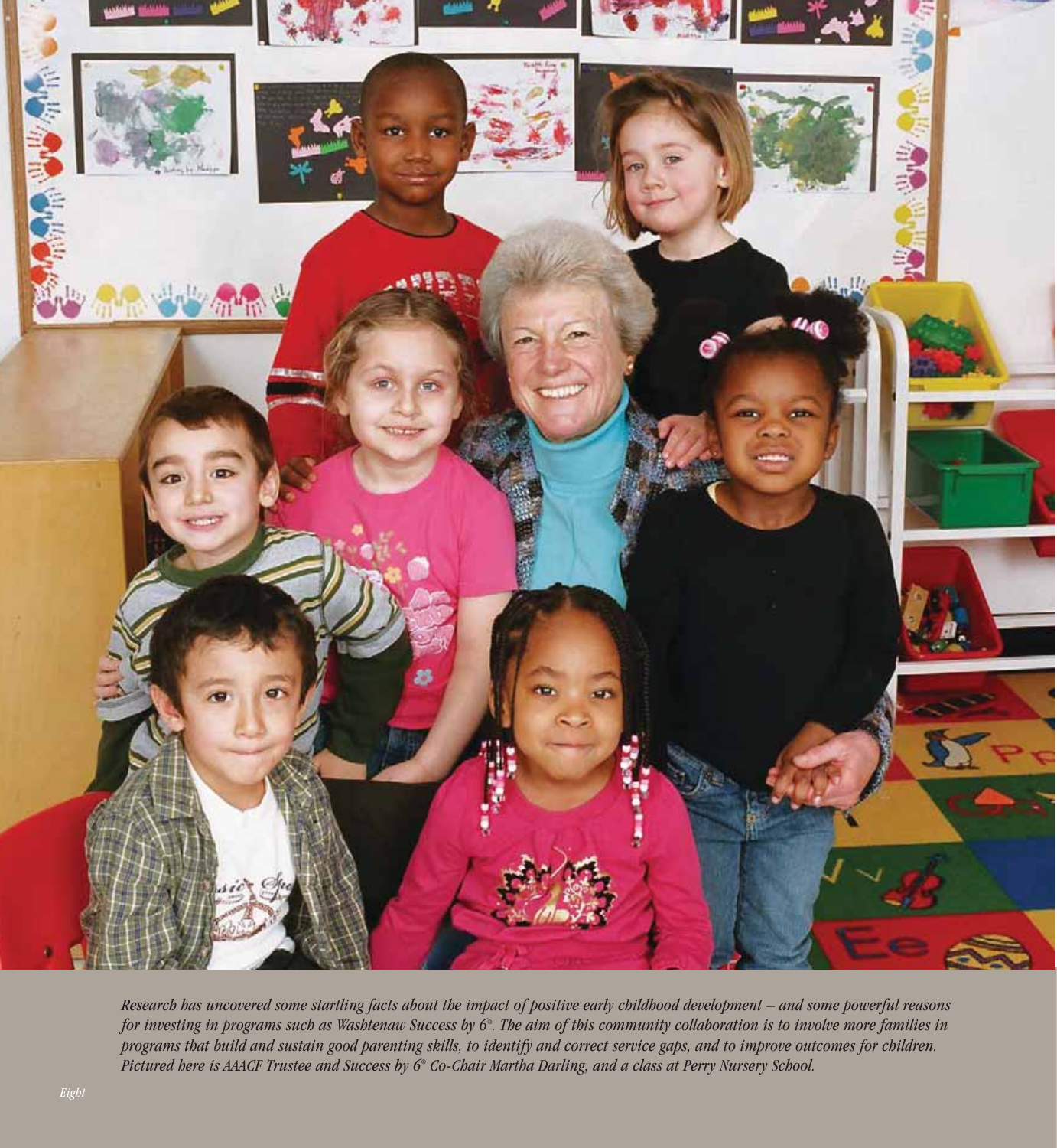*Research has uncovered some startling facts about the impact of positive early childhood development – and some powerful reasons for investing in programs such as Washtenaw Success by 6®. The aim of this community collaboration is to involve more families in programs that build and sustain good parenting skills, to identify and correct service gaps, and to improve outcomes for children. Pictured here is AAACF Trustee and Success by 6® Co-Chair Martha Darling, and a class at Perry Nursery School.*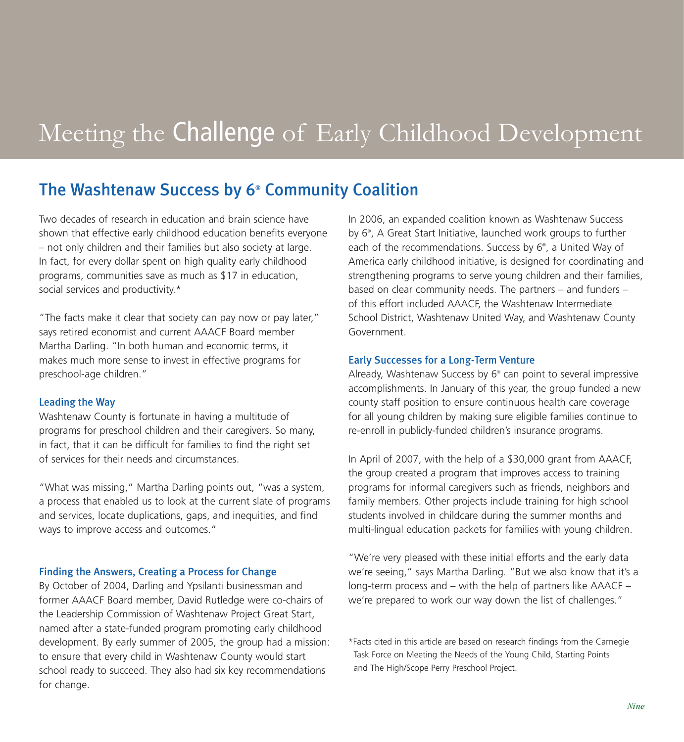# Meeting the Challenge of Early Childhood Development

## The Washtenaw Success by 6® Community Coalition

Two decades of research in education and brain science have shown that effective early childhood education benefits everyone – not only children and their families but also society at large. In fact, for every dollar spent on high quality early childhood programs, communities save as much as $17 in education, social services and productivity.*

"The facts make it clear that society can pay now or pay later," says retired economist and current AAACF Board member Martha Darling. "In both human and economic terms, it makes much more sense to invest in effective programs for preschool-age children."

### Leading the Way

Washtenaw County is fortunate in having a multitude of programs for preschool children and their caregivers. So many, in fact, that it can be difficult for families to find the right set of services for their needs and circumstances.

"What was missing," Martha Darling points out, "was a system, a process that enabled us to look at the current slate of programs and services, locate duplications, gaps, and inequities, and find ways to improve access and outcomes."

### Finding the Answers, Creating a Process for Change

By October of 2004, Darling and Ypsilanti businessman and former AAACF Board member, David Rutledge were co-chairs of the Leadership Commission of Washtenaw Project Great Start, named after a state-funded program promoting early childhood development. By early summer of 2005, the group had a mission: to ensure that every child in Washtenaw County would start school ready to succeed. They also had six key recommendations for change.

In 2006, an expanded coalition known as Washtenaw Success by 6®, A Great Start Initiative, launched work groups to further each of the recommendations. Success by 6®, a United Way of America early childhood initiative, is designed for coordinating and strengthening programs to serve young children and their families, based on clear community needs. The partners – and funders – of this effort included AAACF, the Washtenaw Intermediate School District, Washtenaw United Way, and Washtenaw County Government.

### Early Successes for a Long-Term Venture

Already, Washtenaw Success by 6® can point to several impressive accomplishments. In January of this year, the group funded a new county staff position to ensure continuous health care coverage for all young children by making sure eligible families continue to re-enroll in publicly-funded children's insurance programs.

In April of 2007, with the help of a $30,000 grant from AAACF, the group created a program that improves access to training programs for informal caregivers such as friends, neighbors and family members. Other projects include training for high school students involved in childcare during the summer months and multi-lingual education packets for families with young children.

"We're very pleased with these initial efforts and the early data we're seeing," says Martha Darling. "But we also know that it's a long-term process and – with the help of partners like AAACF – we're prepared to work our way down the list of challenges."

*Facts cited in this article are based on research findings from the Carnegie Task Force on Meeting the Needs of the Young Child, Starting Points and The High/Scope Perry Preschool Project.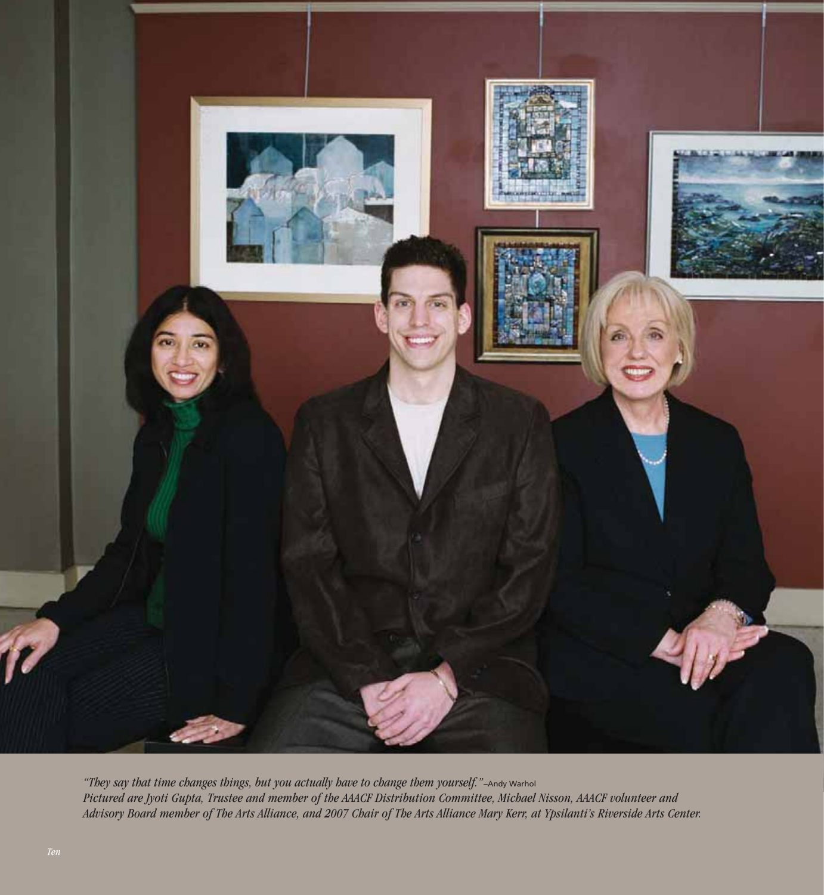*"They say that time changes things, but you actually have to change them yourself."* –Andy Warhol

*Pictured are Jyoti Gupta, Trustee and member of the AAACF Distribution Committee, Michael Nisson, AAACF volunteer and Advisory Board member of The Arts Alliance, and 2007 Chair of The Arts Alliance Mary Kerr, at Ypsilanti's Riverside Arts Center.*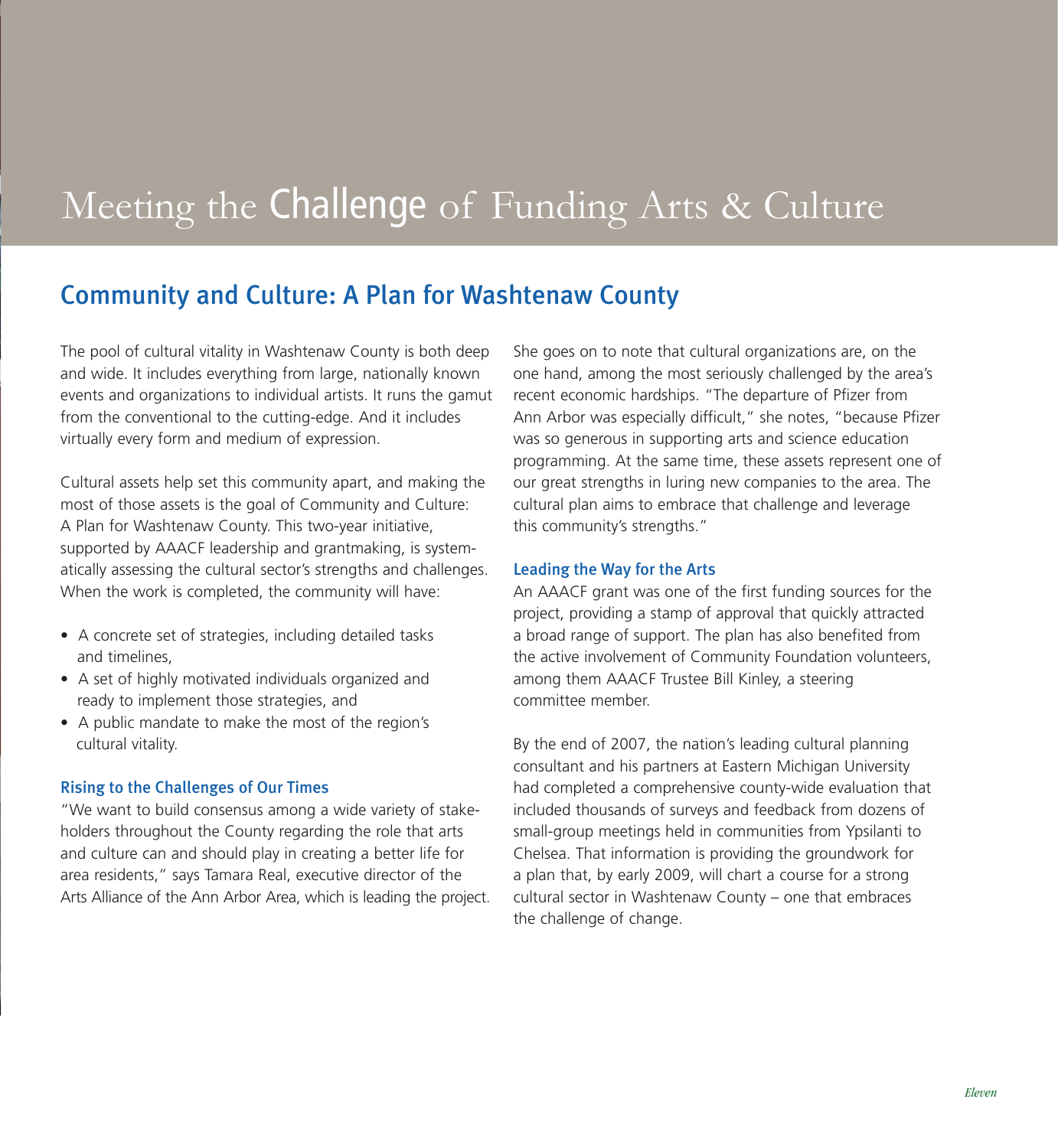# Meeting the Challenge of Funding Arts & Culture

## Community and Culture: A Plan for Washtenaw County

The pool of cultural vitality in Washtenaw County is both deep and wide. It includes everything from large, nationally known events and organizations to individual artists. It runs the gamut from the conventional to the cutting-edge. And it includes virtually every form and medium of expression.

Cultural assets help set this community apart, and making the most of those assets is the goal of Community and Culture: A Plan for Washtenaw County. This two-year initiative, supported by AAACF leadership and grantmaking, is systematically assessing the cultural sector's strengths and challenges. When the work is completed, the community will have:

- A concrete set of strategies, including detailed tasks and timelines,
- A set of highly motivated individuals organized and ready to implement those strategies, and
- A public mandate to make the most of the region's cultural vitality.

### Rising to the Challenges of Our Times

"We want to build consensus among a wide variety of stakeholders throughout the County regarding the role that arts and culture can and should play in creating a better life for area residents," says Tamara Real, executive director of the Arts Alliance of the Ann Arbor Area, which is leading the project.

She goes on to note that cultural organizations are, on the one hand, among the most seriously challenged by the area's recent economic hardships. "The departure of Pfizer from Ann Arbor was especially difficult," she notes, "because Pfizer was so generous in supporting arts and science education programming. At the same time, these assets represent one of our great strengths in luring new companies to the area. The cultural plan aims to embrace that challenge and leverage this community's strengths."

### Leading the Way for the Arts

An AAACF grant was one of the first funding sources for the project, providing a stamp of approval that quickly attracted a broad range of support. The plan has also benefited from the active involvement of Community Foundation volunteers, among them AAACF Trustee Bill Kinley, a steering committee member.

By the end of 2007, the nation's leading cultural planning consultant and his partners at Eastern Michigan University had completed a comprehensive county-wide evaluation that included thousands of surveys and feedback from dozens of small-group meetings held in communities from Ypsilanti to Chelsea. That information is providing the groundwork for a plan that, by early 2009, will chart a course for a strong cultural sector in Washtenaw County – one that embraces the challenge of change.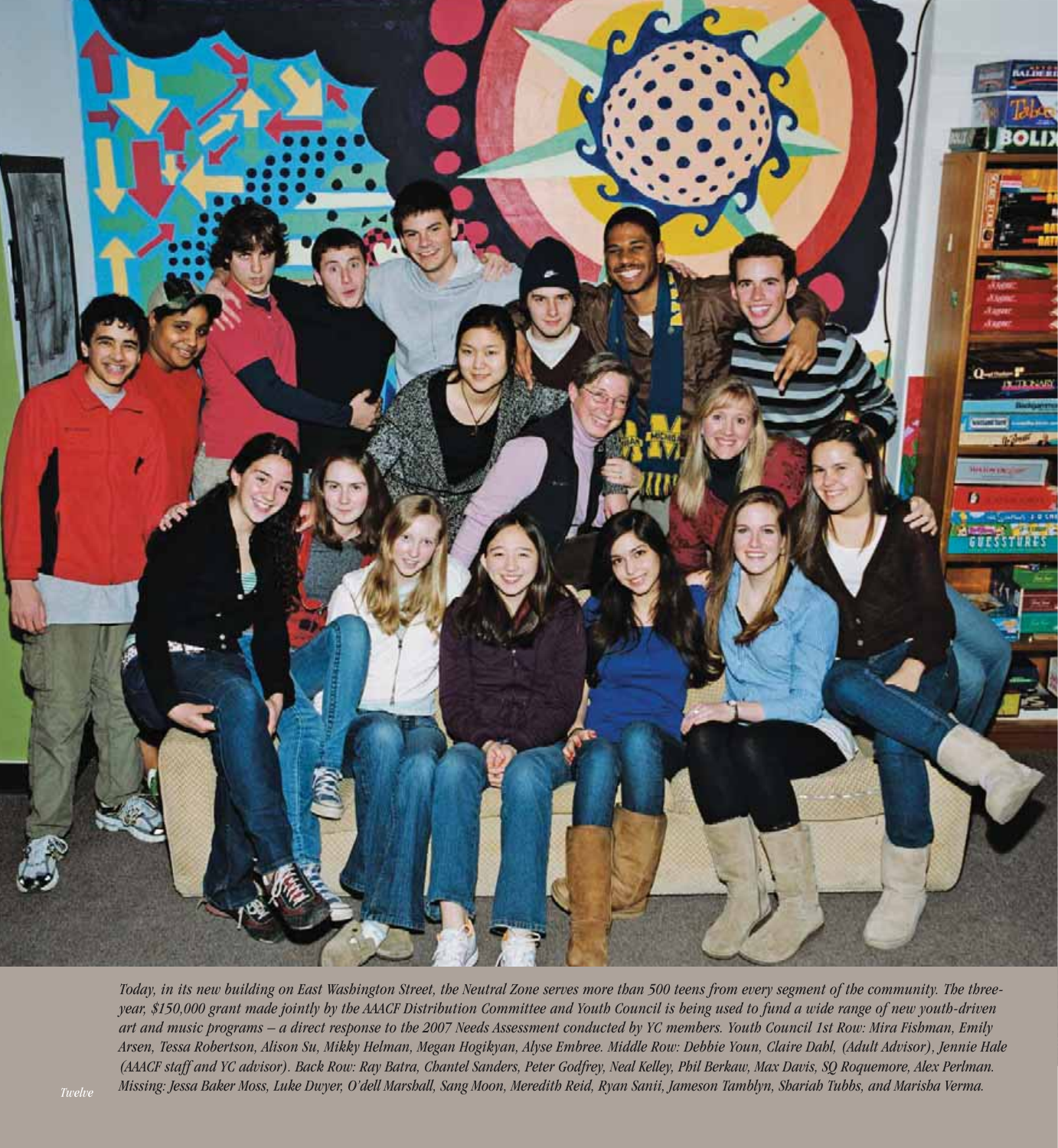*Today, in its new building on East Washington Street, the Neutral Zone serves more than 500 teens from every segment of the community. The three-year, $150,000 grant made jointly by the AAACF Distribution Committee and Youth Council is being used to fund a wide range of new youth-driven art and music programs – a direct response to the 2007 Needs Assessment conducted by YC members. Youth Council 1st Row: Mira Fishman, Emily Arsen, Tessa Robertson, Alison Su, Mikky Helman, Megan Hogikyan, Alyse Embree. Middle Row: Debbie Youn, Claire Dahl, (Adult Advisor), Jennie Hale (AAACF staff and YC advisor). Back Row: Ray Batra, Chantel Sanders, Peter Godfrey, Neal Kelley, Phil Berkaw, Max Davis, SQ Roquemore, Alex Perlman. Missing: Jessa Baker Moss, Luke Dwyer, O'dell Marshall, Sang Moon, Meredith Reid, Ryan Sanii, Jameson Tamblyn, Shariah Tubbs, and Marisha Verma.*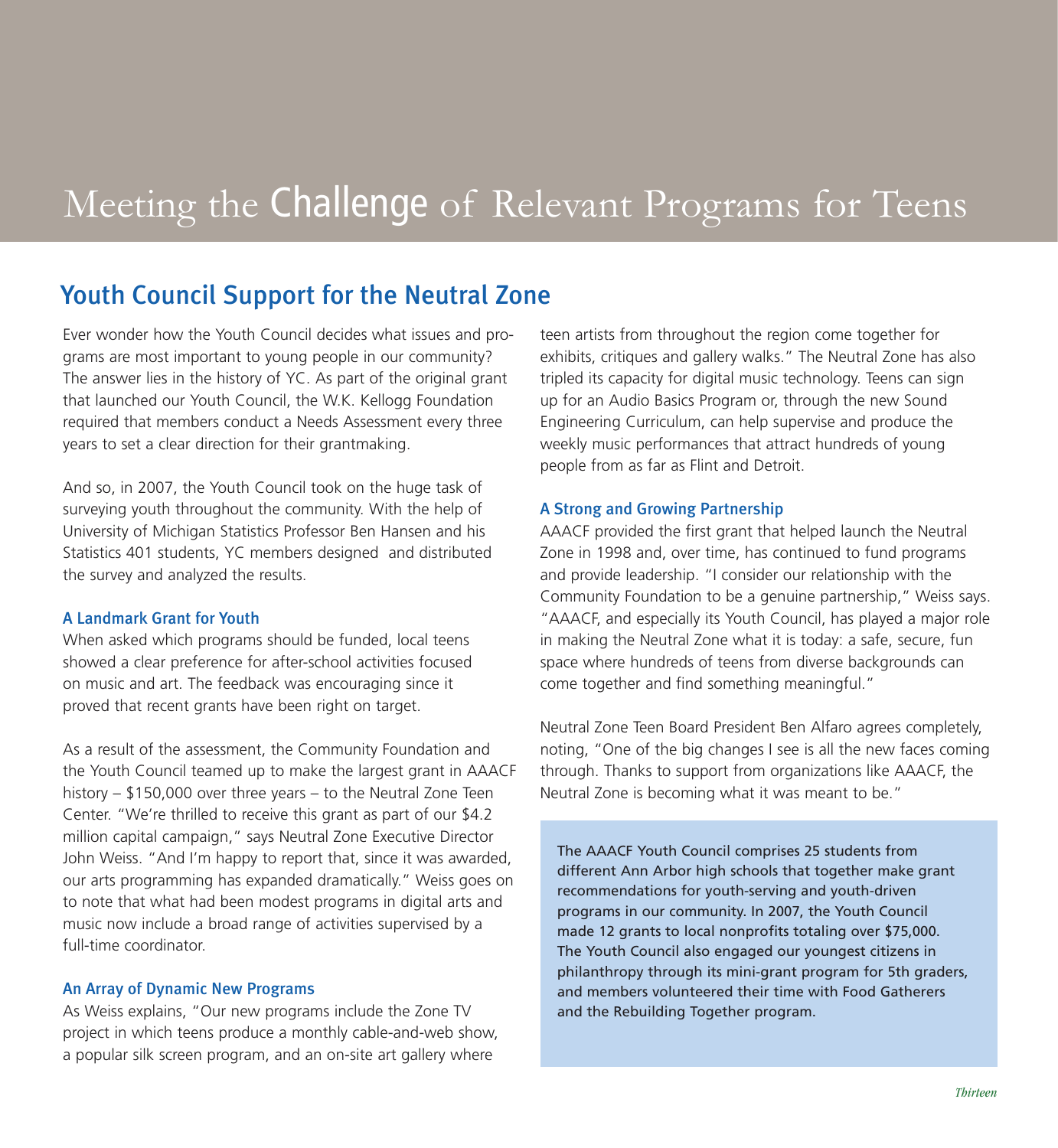# Meeting the Challenge of Relevant Programs for Teens

## Youth Council Support for the Neutral Zone

Ever wonder how the Youth Council decides what issues and programs are most important to young people in our community? The answer lies in the history of YC. As part of the original grant that launched our Youth Council, the W.K. Kellogg Foundation required that members conduct a Needs Assessment every three years to set a clear direction for their grantmaking.

And so, in 2007, the Youth Council took on the huge task of surveying youth throughout the community. With the help of University of Michigan Statistics Professor Ben Hansen and his Statistics 401 students, YC members designed and distributed the survey and analyzed the results.

### A Landmark Grant for Youth

When asked which programs should be funded, local teens showed a clear preference for after-school activities focused on music and art. The feedback was encouraging since it proved that recent grants have been right on target.

As a result of the assessment, the Community Foundation and the Youth Council teamed up to make the largest grant in AAACF history – $150,000 over three years – to the Neutral Zone Teen Center. "We're thrilled to receive this grant as part of our $4.2 million capital campaign," says Neutral Zone Executive Director John Weiss. "And I'm happy to report that, since it was awarded, our arts programming has expanded dramatically." Weiss goes on to note that what had been modest programs in digital arts and music now include a broad range of activities supervised by a full-time coordinator.

### An Array of Dynamic New Programs

As Weiss explains, "Our new programs include the Zone TV project in which teens produce a monthly cable-and-web show, a popular silk screen program, and an on-site art gallery where teen artists from throughout the region come together for exhibits, critiques and gallery walks." The Neutral Zone has also tripled its capacity for digital music technology. Teens can sign up for an Audio Basics Program or, through the new Sound Engineering Curriculum, can help supervise and produce the weekly music performances that attract hundreds of young people from as far as Flint and Detroit.

### A Strong and Growing Partnership

AAACF provided the first grant that helped launch the Neutral Zone in 1998 and, over time, has continued to fund programs and provide leadership. "I consider our relationship with the Community Foundation to be a genuine partnership," Weiss says. "AAACF, and especially its Youth Council, has played a major role in making the Neutral Zone what it is today: a safe, secure, fun space where hundreds of teens from diverse backgrounds can come together and find something meaningful."

Neutral Zone Teen Board President Ben Alfaro agrees completely, noting, "One of the big changes I see is all the new faces coming through. Thanks to support from organizations like AAACF, the Neutral Zone is becoming what it was meant to be."

The AAACF Youth Council comprises 25 students from different Ann Arbor high schools that together make grant recommendations for youth-serving and youth-driven programs in our community. In 2007, the Youth Council made 12 grants to local nonprofits totaling over $75,000. The Youth Council also engaged our youngest citizens in philanthropy through its mini-grant program for 5th graders, and members volunteered their time with Food Gatherers and the Rebuilding Together program.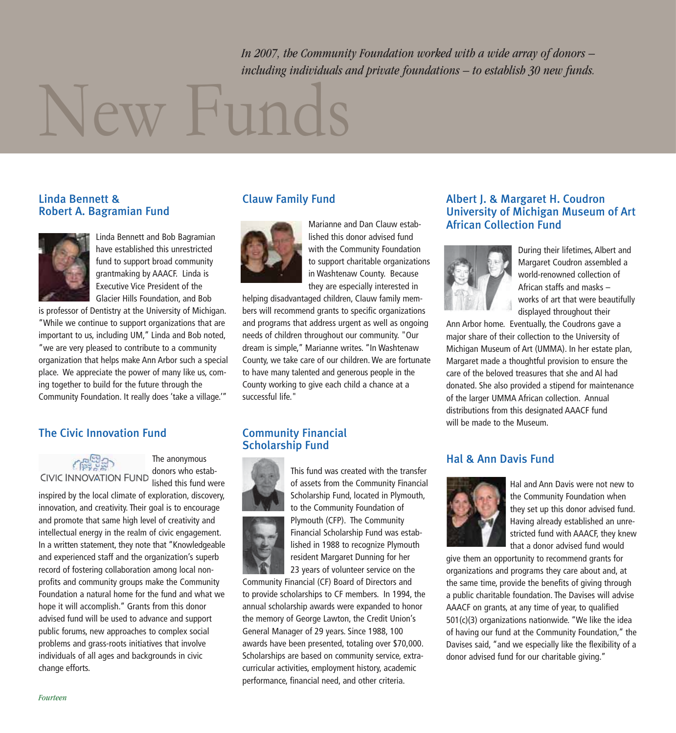*In 2007, the Community Foundation worked with a wide array of donors – including individuals and private foundations – to establish 30 new funds.*

# New Funds

## Linda Bennett & Robert A. Bagramian Fund

Linda Bennett and Bob Bagramian have established this unrestricted fund to support broad community grantmaking by AAACF. Linda is Executive Vice President of the Glacier Hills Foundation, and Bob is professor of Dentistry at the University of Michigan. "While we continue to support organizations that are important to us, including UM," Linda and Bob noted, "we are very pleased to contribute to a community organization that helps make Ann Arbor such a special place. We appreciate the power of many like us, coming together to build for the future through the Community Foundation. It really does 'take a village.'"

## The Civic Innovation Fund

CIVIC INNOVATION FUND

The anonymous donors who established this fund were inspired by the local climate of exploration, discovery, innovation, and creativity. Their goal is to encourage and promote that same high level of creativity and intellectual energy in the realm of civic engagement. In a written statement, they note that "Knowledgeable and experienced staff and the organization's superb record of fostering collaboration among local non-profits and community groups make the Community Foundation a natural home for the fund and what we hope it will accomplish." Grants from this donor advised fund will be used to advance and support public forums, new approaches to complex social problems and grass-roots initiatives that involve individuals of all ages and backgrounds in civic change efforts.

## Clauw Family Fund

Marianne and Dan Clauw established this donor advised fund with the Community Foundation to support charitable organizations in Washtenaw County. Because they are especially interested in helping disadvantaged children, Clauw family members will recommend grants to specific organizations and programs that address urgent as well as ongoing needs of children throughout our community. "Our dream is simple," Marianne writes. "In Washtenaw County, we take care of our children. We are fortunate to have many talented and generous people in the County working to give each child a chance at a successful life."

## Community Financial Scholarship Fund

This fund was created with the transfer of assets from the Community Financial Scholarship Fund, located in Plymouth, to the Community Foundation of Plymouth (CFP). The Community Financial Scholarship Fund was established in 1988 to recognize Plymouth resident Margaret Dunning for her 23 years of volunteer service on the Community Financial (CF) Board of Directors and to provide scholarships to CF members. In 1994, the annual scholarship awards were expanded to honor the memory of George Lawton, the Credit Union's General Manager of 29 years. Since 1988, 100 awards have been presented, totaling over $70,000. Scholarships are based on community service, extra-curricular activities, employment history, academic performance, financial need, and other criteria.

## Albert J. & Margaret H. Coudron University of Michigan Museum of Art African Collection Fund

During their lifetimes, Albert and Margaret Coudron assembled a world-renowned collection of African staffs and masks – works of art that were beautifully displayed throughout their Ann Arbor home. Eventually, the Coudrons gave a major share of their collection to the University of Michigan Museum of Art (UMMA). In her estate plan, Margaret made a thoughtful provision to ensure the care of the beloved treasures that she and Al had donated. She also provided a stipend for maintenance of the larger UMMA African collection. Annual distributions from this designated AAACF fund will be made to the Museum.

## Hal & Ann Davis Fund

Hal and Ann Davis were not new to the Community Foundation when they set up this donor advised fund. Having already established an unrestricted fund with AAACF, they knew that a donor advised fund would give them an opportunity to recommend grants for organizations and programs they care about and, at the same time, provide the benefits of giving through a public charitable foundation. The Davises will advise AAACF on grants, at any time of year, to qualified 501(c)(3) organizations nationwide. "We like the idea of having our fund at the Community Foundation," the Davises said, "and we especially like the flexibility of a donor advised fund for our charitable giving."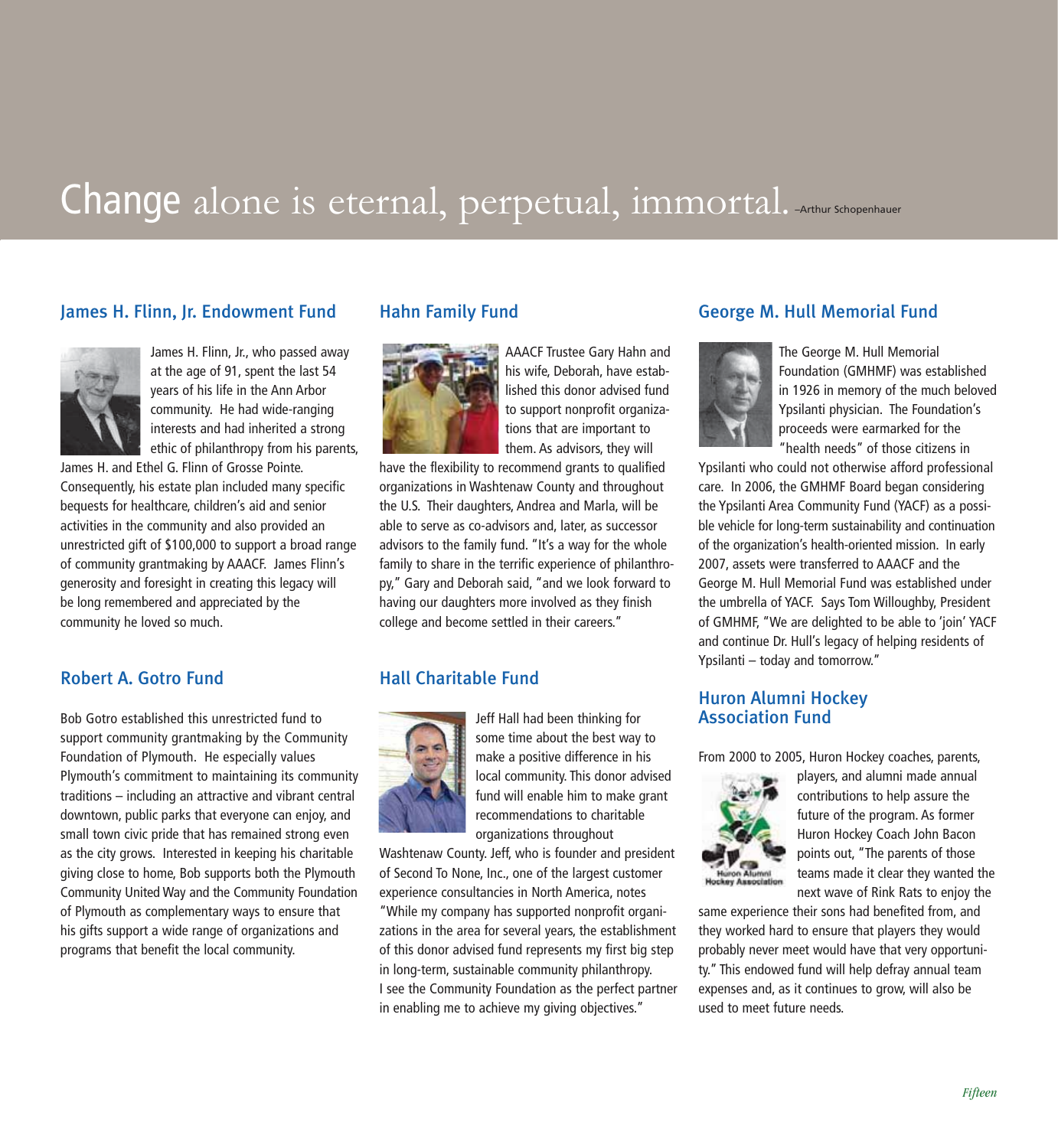# Change alone is eternal, perpetual, immortal. –Arthur Schopenhauer

## James H. Flinn, Jr. Endowment Fund

James H. Flinn, Jr., who passed away at the age of 91, spent the last 54 years of his life in the Ann Arbor community. He had wide-ranging interests and had inherited a strong ethic of philanthropy from his parents, James H. and Ethel G. Flinn of Grosse Pointe. Consequently, his estate plan included many specific bequests for healthcare, children's aid and senior activities in the community and also provided an unrestricted gift of $100,000 to support a broad range of community grantmaking by AAACF. James Flinn's generosity and foresight in creating this legacy will be long remembered and appreciated by the community he loved so much.

## Robert A. Gotro Fund

Bob Gotro established this unrestricted fund to support community grantmaking by the Community Foundation of Plymouth. He especially values Plymouth's commitment to maintaining its community traditions – including an attractive and vibrant central downtown, public parks that everyone can enjoy, and small town civic pride that has remained strong even as the city grows. Interested in keeping his charitable giving close to home, Bob supports both the Plymouth Community United Way and the Community Foundation of Plymouth as complementary ways to ensure that his gifts support a wide range of organizations and programs that benefit the local community.

## Hahn Family Fund

AAACF Trustee Gary Hahn and his wife, Deborah, have established this donor advised fund to support nonprofit organizations that are important to them. As advisors, they will have the flexibility to recommend grants to qualified organizations in Washtenaw County and throughout the U.S. Their daughters, Andrea and Marla, will be able to serve as co-advisors and, later, as successor advisors to the family fund. "It's a way for the whole family to share in the terrific experience of philanthropy," Gary and Deborah said, "and we look forward to having our daughters more involved as they finish college and become settled in their careers."

## Hall Charitable Fund

Jeff Hall had been thinking for some time about the best way to make a positive difference in his local community. This donor advised fund will enable him to make grant recommendations to charitable organizations throughout Washtenaw County. Jeff, who is founder and president of Second To None, Inc., one of the largest customer experience consultancies in North America, notes "While my company has supported nonprofit organizations in the area for several years, the establishment of this donor advised fund represents my first big step in long-term, sustainable community philanthropy. I see the Community Foundation as the perfect partner in enabling me to achieve my giving objectives."

## George M. Hull Memorial Fund

The George M. Hull Memorial Foundation (GMHMF) was established in 1926 in memory of the much beloved Ypsilanti physician. The Foundation's proceeds were earmarked for the "health needs" of those citizens in Ypsilanti who could not otherwise afford professional care. In 2006, the GMHMF Board began considering the Ypsilanti Area Community Fund (YACF) as a possible vehicle for long-term sustainability and continuation of the organization's health-oriented mission. In early 2007, assets were transferred to AAACF and the George M. Hull Memorial Fund was established under the umbrella of YACF. Says Tom Willoughby, President of GMHMF, "We are delighted to be able to 'join' YACF and continue Dr. Hull's legacy of helping residents of Ypsilanti – today and tomorrow."

## Huron Alumni Hockey Association Fund

From 2000 to 2005, Huron Hockey coaches, parents, players, and alumni made annual contributions to help assure the future of the program. As former Huron Hockey Coach John Bacon points out, "The parents of those teams made it clear they wanted the next wave of Rink Rats to enjoy the same experience their sons had benefited from, and they worked hard to ensure that players they would probably never meet would have that very opportunity." This endowed fund will help defray annual team expenses and, as it continues to grow, will also be used to meet future needs.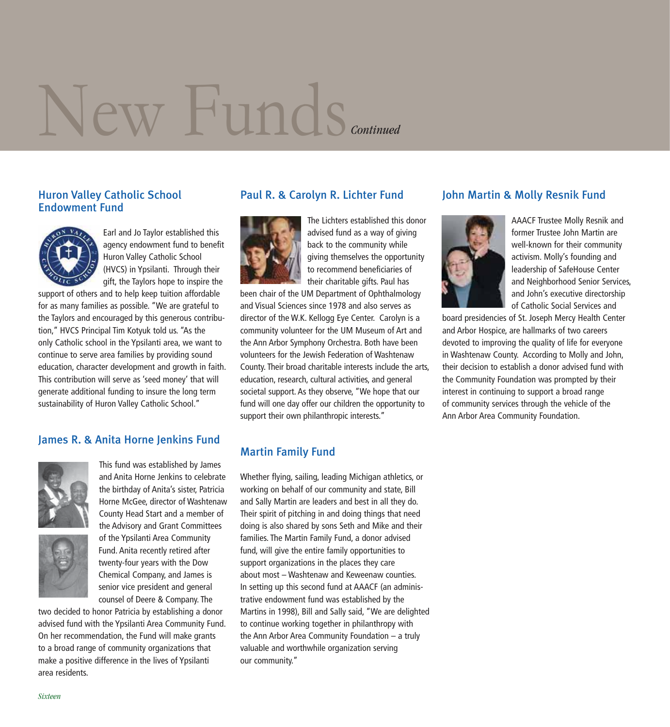# New Funds *Continued*

## Huron Valley Catholic School Endowment Fund

Earl and Jo Taylor established this agency endowment fund to benefit Huron Valley Catholic School (HVCS) in Ypsilanti. Through their gift, the Taylors hope to inspire the support of others and to help keep tuition affordable for as many families as possible. "We are grateful to the Taylors and encouraged by this generous contribution," HVCS Principal Tim Kotyuk told us. "As the only Catholic school in the Ypsilanti area, we want to continue to serve area families by providing sound education, character development and growth in faith. This contribution will serve as 'seed money' that will generate additional funding to insure the long term sustainability of Huron Valley Catholic School."

## James R. & Anita Horne Jenkins Fund

This fund was established by James and Anita Horne Jenkins to celebrate the birthday of Anita's sister, Patricia Horne McGee, director of Washtenaw County Head Start and a member of the Advisory and Grant Committees of the Ypsilanti Area Community Fund. Anita recently retired after twenty-four years with the Dow Chemical Company, and James is senior vice president and general counsel of Deere & Company. The two decided to honor Patricia by establishing a donor advised fund with the Ypsilanti Area Community Fund. On her recommendation, the Fund will make grants to a broad range of community organizations that make a positive difference in the lives of Ypsilanti area residents.

## Paul R. & Carolyn R. Lichter Fund

The Lichters established this donor advised fund as a way of giving back to the community while giving themselves the opportunity to recommend beneficiaries of their charitable gifts. Paul has been chair of the UM Department of Ophthalmology and Visual Sciences since 1978 and also serves as director of the W.K. Kellogg Eye Center. Carolyn is a community volunteer for the UM Museum of Art and the Ann Arbor Symphony Orchestra. Both have been volunteers for the Jewish Federation of Washtenaw County. Their broad charitable interests include the arts, education, research, cultural activities, and general societal support. As they observe, "We hope that our fund will one day offer our children the opportunity to support their own philanthropic interests."

## Martin Family Fund

Whether flying, sailing, leading Michigan athletics, or working on behalf of our community and state, Bill and Sally Martin are leaders and best in all they do. Their spirit of pitching in and doing things that need doing is also shared by sons Seth and Mike and their families. The Martin Family Fund, a donor advised fund, will give the entire family opportunities to support organizations in the places they care about most – Washtenaw and Keweenaw counties. In setting up this second fund at AAACF (an administrative endowment fund was established by the Martins in 1998), Bill and Sally said, "We are delighted to continue working together in philanthropy with the Ann Arbor Area Community Foundation – a truly valuable and worthwhile organization serving our community."

## John Martin & Molly Resnik Fund

AAACF Trustee Molly Resnik and former Trustee John Martin are well-known for their community activism. Molly's founding and leadership of SafeHouse Center and Neighborhood Senior Services, and John's executive directorship of Catholic Social Services and board presidencies of St. Joseph Mercy Health Center and Arbor Hospice, are hallmarks of two careers devoted to improving the quality of life for everyone in Washtenaw County. According to Molly and John, their decision to establish a donor advised fund with the Community Foundation was prompted by their interest in continuing to support a broad range of community services through the vehicle of the Ann Arbor Area Community Foundation.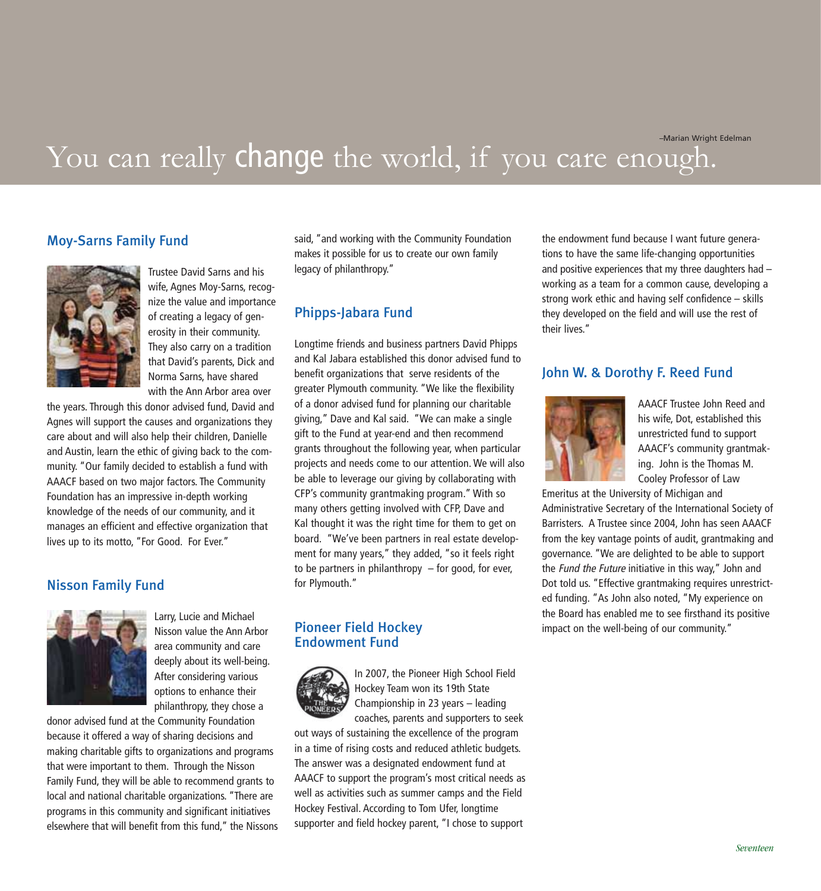You can really change the world, if you care enough.

–Marian Wright Edelman

## Moy-Sarns Family Fund

Trustee David Sarns and his wife, Agnes Moy-Sarns, recognize the value and importance of creating a legacy of generosity in their community. They also carry on a tradition that David's parents, Dick and Norma Sarns, have shared with the Ann Arbor area over the years. Through this donor advised fund, David and Agnes will support the causes and organizations they care about and will also help their children, Danielle and Austin, learn the ethic of giving back to the community. "Our family decided to establish a fund with AAACF based on two major factors. The Community Foundation has an impressive in-depth working knowledge of the needs of our community, and it manages an efficient and effective organization that lives up to its motto, "For Good. For Ever."

## Nisson Family Fund

Larry, Lucie and Michael Nisson value the Ann Arbor area community and care deeply about its well-being. After considering various options to enhance their philanthropy, they chose a donor advised fund at the Community Foundation because it offered a way of sharing decisions and making charitable gifts to organizations and programs that were important to them. Through the Nisson Family Fund, they will be able to recommend grants to local and national charitable organizations. "There are programs in this community and significant initiatives elsewhere that will benefit from this fund," the Nissons said, "and working with the Community Foundation makes it possible for us to create our own family legacy of philanthropy."

## Phipps-Jabara Fund

Longtime friends and business partners David Phipps and Kal Jabara established this donor advised fund to benefit organizations that serve residents of the greater Plymouth community. "We like the flexibility of a donor advised fund for planning our charitable giving," Dave and Kal said. "We can make a single gift to the Fund at year-end and then recommend grants throughout the following year, when particular projects and needs come to our attention. We will also be able to leverage our giving by collaborating with CFP's community grantmaking program." With so many others getting involved with CFP, Dave and Kal thought it was the right time for them to get on board. "We've been partners in real estate development for many years," they added, "so it feels right to be partners in philanthropy – for good, for ever, for Plymouth."

## Pioneer Field Hockey Endowment Fund

In 2007, the Pioneer High School Field Hockey Team won its 19th State Championship in 23 years – leading coaches, parents and supporters to seek out ways of sustaining the excellence of the program in a time of rising costs and reduced athletic budgets. The answer was a designated endowment fund at AAACF to support the program's most critical needs as well as activities such as summer camps and the Field Hockey Festival. According to Tom Ufer, longtime supporter and field hockey parent, "I chose to support the endowment fund because I want future generations to have the same life-changing opportunities and positive experiences that my three daughters had – working as a team for a common cause, developing a strong work ethic and having self confidence – skills they developed on the field and will use the rest of their lives."

## John W. & Dorothy F. Reed Fund

AAACF Trustee John Reed and his wife, Dot, established this unrestricted fund to support AAACF's community grantmaking. John is the Thomas M. Cooley Professor of Law Emeritus at the University of Michigan and Administrative Secretary of the International Society of Barristers. A Trustee since 2004, John has seen AAACF from the key vantage points of audit, grantmaking and governance. "We are delighted to be able to support the *Fund the Future* initiative in this way," John and Dot told us. "Effective grantmaking requires unrestricted funding. "As John also noted, "My experience on the Board has enabled me to see firsthand its positive impact on the well-being of our community."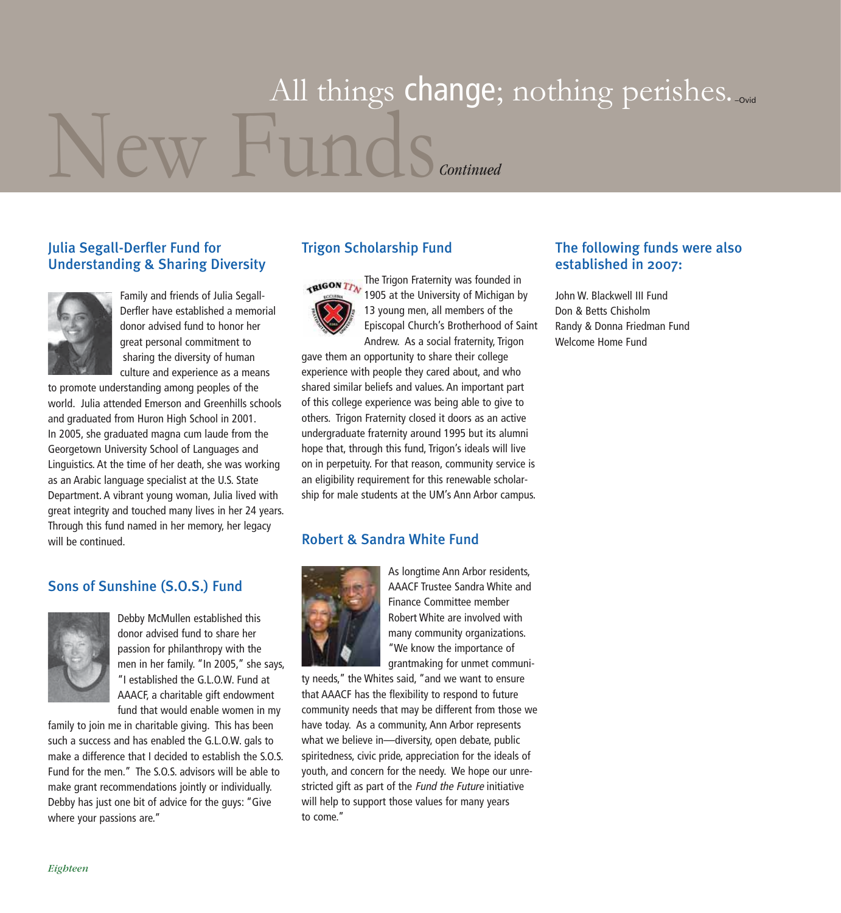All things change; nothing perishes. –Ovid

# New Funds *Continued*

## Julia Segall-Derfler Fund for Understanding & Sharing Diversity

Family and friends of Julia Segall-Derfler have established a memorial donor advised fund to honor her great personal commitment to sharing the diversity of human culture and experience as a means to promote understanding among peoples of the world. Julia attended Emerson and Greenhills schools and graduated from Huron High School in 2001. In 2005, she graduated magna cum laude from the Georgetown University School of Languages and Linguistics. At the time of her death, she was working as an Arabic language specialist at the U.S. State Department. A vibrant young woman, Julia lived with great integrity and touched many lives in her 24 years. Through this fund named in her memory, her legacy will be continued.

## Sons of Sunshine (S.O.S.) Fund

Debby McMullen established this donor advised fund to share her passion for philanthropy with the men in her family. "In 2005," she says, "I established the G.L.O.W. Fund at AAACF, a charitable gift endowment fund that would enable women in my family to join me in charitable giving. This has been such a success and has enabled the G.L.O.W. gals to make a difference that I decided to establish the S.O.S. Fund for the men." The S.O.S. advisors will be able to make grant recommendations jointly or individually. Debby has just one bit of advice for the guys: "Give where your passions are."

## Trigon Scholarship Fund

The Trigon Fraternity was founded in 1905 at the University of Michigan by 13 young men, all members of the Episcopal Church's Brotherhood of Saint Andrew. As a social fraternity, Trigon gave them an opportunity to share their college experience with people they cared about, and who shared similar beliefs and values. An important part of this college experience was being able to give to others. Trigon Fraternity closed it doors as an active undergraduate fraternity around 1995 but its alumni hope that, through this fund, Trigon's ideals will live on in perpetuity. For that reason, community service is an eligibility requirement for this renewable scholarship for male students at the UM's Ann Arbor campus.

## Robert & Sandra White Fund

As longtime Ann Arbor residents, AAACF Trustee Sandra White and Finance Committee member Robert White are involved with many community organizations. "We know the importance of grantmaking for unmet community needs," the Whites said, "and we want to ensure that AAACF has the flexibility to respond to future community needs that may be different from those we have today. As a community, Ann Arbor represents what we believe in—diversity, open debate, public spiritedness, civic pride, appreciation for the ideals of youth, and concern for the needy. We hope our unrestricted gift as part of the *Fund the Future* initiative will help to support those values for many years to come."

## The following funds were also established in 2007:

John W. Blackwell III Fund
Don & Betts Chisholm
Randy & Donna Friedman Fund
Welcome Home Fund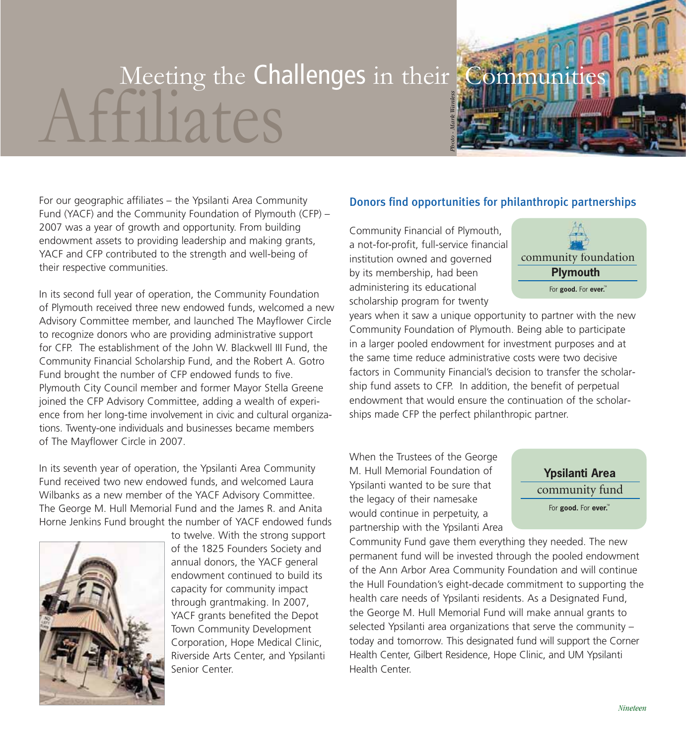# Affiliates

## Meeting the Challenges in their Communities

*Photo - Mark Wanless*

For our geographic affiliates – the Ypsilanti Area Community Fund (YACF) and the Community Foundation of Plymouth (CFP) – 2007 was a year of growth and opportunity. From building endowment assets to providing leadership and making grants, YACF and CFP contributed to the strength and well-being of their respective communities.

In its second full year of operation, the Community Foundation of Plymouth received three new endowed funds, welcomed a new Advisory Committee member, and launched The Mayflower Circle to recognize donors who are providing administrative support for CFP. The establishment of the John W. Blackwell III Fund, the Community Financial Scholarship Fund, and the Robert A. Gotro Fund brought the number of CFP endowed funds to five. Plymouth City Council member and former Mayor Stella Greene joined the CFP Advisory Committee, adding a wealth of experience from her long-time involvement in civic and cultural organizations. Twenty-one individuals and businesses became members of The Mayflower Circle in 2007.

In its seventh year of operation, the Ypsilanti Area Community Fund received two new endowed funds, and welcomed Laura Wilbanks as a new member of the YACF Advisory Committee. The George M. Hull Memorial Fund and the James R. and Anita Horne Jenkins Fund brought the number of YACF endowed funds to twelve. With the strong support of the 1825 Founders Society and annual donors, the YACF general endowment continued to build its capacity for community impact through grantmaking. In 2007, YACF grants benefited the Depot Town Community Development Corporation, Hope Medical Clinic, Riverside Arts Center, and Ypsilanti Senior Center.

### Donors find opportunities for philanthropic partnerships

community foundation **Plymouth**
For **good.** For **ever.**™

Community Financial of Plymouth, a not-for-profit, full-service financial institution owned and governed by its membership, had been administering its educational scholarship program for twenty years when it saw a unique opportunity to partner with the new Community Foundation of Plymouth. Being able to participate in a larger pooled endowment for investment purposes and at the same time reduce administrative costs were two decisive factors in Community Financial's decision to transfer the scholarship fund assets to CFP. In addition, the benefit of perpetual endowment that would ensure the continuation of the scholarships made CFP the perfect philanthropic partner.

**Ypsilanti Area** community fund
For **good.** For **ever.**™

When the Trustees of the George M. Hull Memorial Foundation of Ypsilanti wanted to be sure that the legacy of their namesake would continue in perpetuity, a partnership with the Ypsilanti Area Community Fund gave them everything they needed. The new permanent fund will be invested through the pooled endowment of the Ann Arbor Area Community Foundation and will continue the Hull Foundation's eight-decade commitment to supporting the health care needs of Ypsilanti residents. As a Designated Fund, the George M. Hull Memorial Fund will make annual grants to selected Ypsilanti area organizations that serve the community – today and tomorrow. This designated fund will support the Corner Health Center, Gilbert Residence, Hope Clinic, and UM Ypsilanti Health Center.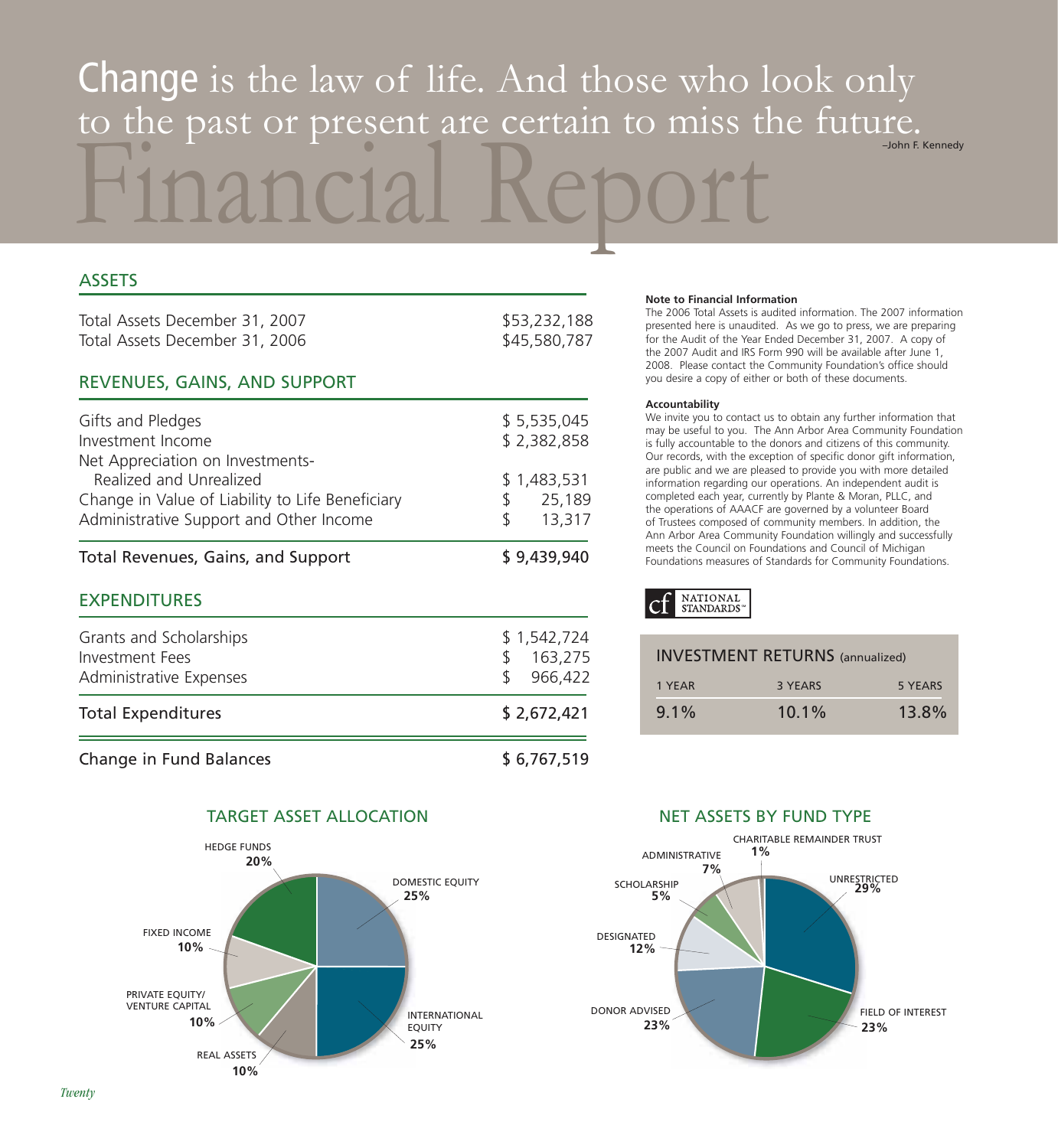> Change is the law of life. And those who look only to the past or present are certain to miss the future.
> –John F. Kennedy

# Financial Report

## ASSETS

| | |
|---|---|
| Total Assets December 31, 2007 | $53,232,188 |
| Total Assets December 31, 2006 | $45,580,787 |

## REVENUES, GAINS, AND SUPPORT

| | |
|---|---|
| Gifts and Pledges | $ 5,535,045 |
| Investment Income | $ 2,382,858 |
| Net Appreciation on Investments- Realized and Unrealized | $ 1,483,531 |
| Change in Value of Liability to Life Beneficiary | $ 25,189 |
| Administrative Support and Other Income | $ 13,317 |
| **Total Revenues, Gains, and Support** | **$ 9,439,940** |

## EXPENDITURES

| | |
|---|---|
| Grants and Scholarships | $ 1,542,724 |
| Investment Fees | $ 163,275 |
| Administrative Expenses | $ 966,422 |
| **Total Expenditures** | **$ 2,672,421** |

| | |
|---|---|
| **Change in Fund Balances** | **$ 6,767,519** |

**Note to Financial Information**

The 2006 Total Assets is audited information. The 2007 information presented here is unaudited. As we go to press, we are preparing for the Audit of the Year Ended December 31, 2007. A copy of the 2007 Audit and IRS Form 990 will be available after June 1, 2008. Please contact the Community Foundation's office should you desire a copy of either or both of these documents.

**Accountability**

We invite you to contact us to obtain any further information that may be useful to you. The Ann Arbor Area Community Foundation is fully accountable to the donors and citizens of this community. Our records, with the exception of specific donor gift information, are public and we are pleased to provide you with more detailed information regarding our operations. An independent audit is completed each year, currently by Plante & Moran, PLLC, and the operations of AAACF are governed by a volunteer Board of Trustees composed of community members. In addition, the Ann Arbor Area Community Foundation willingly and successfully meets the Council on Foundations and Council of Michigan Foundations measures of Standards for Community Foundations.

cf NATIONAL STANDARDS℠

## INVESTMENT RETURNS (annualized)

| 1 YEAR | 3 YEARS | 5 YEARS |
|---|---|---|
| 9.1% | 10.1% | 13.8% |

## TARGET ASSET ALLOCATION

| Asset Class | Allocation |
|---|---|
| Domestic Equity | 25% |
| International Equity | 25% |
| Real Assets | 10% |
| Private Equity/ Venture Capital | 10% |
| Fixed Income | 10% |
| Hedge Funds | 20% |

## NET ASSETS BY FUND TYPE

| Fund Type | Percentage |
|---|---|
| Unrestricted | 29% |
| Field of Interest | 23% |
| Donor Advised | 23% |
| Designated | 12% |
| Scholarship | 5% |
| Administrative | 7% |
| Charitable Remainder Trust | 1% |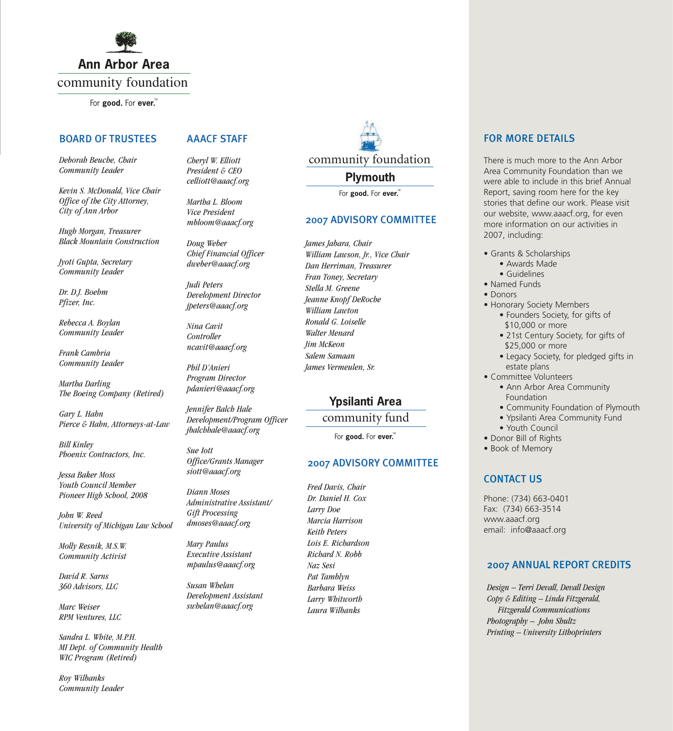**Ann Arbor Area**
community foundation
For **good.** For **ever.**™

## BOARD OF TRUSTEES

*Deborah Beuche, Chair*
*Community Leader*

*Kevin S. McDonald, Vice Chair*
*Office of the City Attorney,*
*City of Ann Arbor*

*Hugh Morgan, Treasurer*
*Black Mountain Construction*

*Jyoti Gupta, Secretary*
*Community Leader*

*Dr. D.J. Boehm*
*Pfizer, Inc.*

*Rebecca A. Boylan*
*Community Leader*

*Frank Cambria*
*Community Leader*

*Martha Darling*
*The Boeing Company (Retired)*

*Gary L. Hahn*
*Pierce & Hahn, Attorneys-at-Law*

*Bill Kinley*
*Phoenix Contractors, Inc.*

*Jessa Baker Moss*
*Youth Council Member*
*Pioneer High School, 2008*

*John W. Reed*
*University of Michigan Law School*

*Molly Resnik, M.S.W.*
*Community Activist*

*David R. Sarns*
*360 Advisors, LLC*

*Marc Weiser*
*RPM Ventures, LLC*

*Sandra L. White, M.P.H.*
*MI Dept. of Community Health*
*WIC Program (Retired)*

*Roy Wilbanks*
*Community Leader*

## AAACF STAFF

*Cheryl W. Elliott*
*President & CEO*
*celliott@aaacf.org*

*Martha L. Bloom*
*Vice President*
*mbloom@aaacf.org*

*Doug Weber*
*Chief Financial Officer*
*dweber@aaacf.org*

*Judi Peters*
*Development Director*
*jpeters@aaacf.org*

*Nina Cavit*
*Controller*
*ncavit@aaacf.org*

*Phil D'Anieri*
*Program Director*
*pdanieri@aaacf.org*

*Jennifer Balch Hale*
*Development/Program Officer*
*jbalchhale@aaacf.org*

*Sue Iott*
*Office/Grants Manager*
*siott@aaacf.org*

*Diann Moses*
*Administrative Assistant/*
*Gift Processing*
*dmoses@aaacf.org*

*Mary Paulus*
*Executive Assistant*
*mpaulus@aaacf.org*

*Susan Whelan*
*Development Assistant*
*swhelan@aaacf.org*

community foundation
**Plymouth**
For **good.** For **ever.**™

## 2007 ADVISORY COMMITTEE

*James Jabara, Chair*
*William Lawson, Jr., Vice Chair*
*Dan Herriman, Treasurer*
*Fran Toney, Secretary*
*Stella M. Greene*
*Jeanne Knopf DeRoche*
*William Lawton*
*Ronald G. Loiselle*
*Walter Menard*
*Jim McKeon*
*Salem Samaan*
*James Vermeulen, Sr.*

**Ypsilanti Area**
community fund
For **good.** For **ever.**™

## 2007 ADVISORY COMMITTEE

*Fred Davis, Chair*
*Dr. Daniel H. Cox*
*Larry Doe*
*Marcia Harrison*
*Keith Peters*
*Lois E. Richardson*
*Richard N. Robb*
*Naz Sesi*
*Pat Tamblyn*
*Barbara Weiss*
*Larry Whitworth*
*Laura Wilbanks*

## FOR MORE DETAILS

There is much more to the Ann Arbor Area Community Foundation than we were able to include in this brief Annual Report, saving room here for the key stories that define our work. Please visit our website, www.aaacf.org, for even more information on our activities in 2007, including:

- Grants & Scholarships
  - Awards Made
  - Guidelines
- Named Funds
- Donors
- Honorary Society Members
  - Founders Society, for gifts of $10,000 or more
  - 21st Century Society, for gifts of $25,000 or more
  - Legacy Society, for pledged gifts in estate plans
- Committee Volunteers
  - Ann Arbor Area Community Foundation
  - Community Foundation of Plymouth
  - Ypsilanti Area Community Fund
  - Youth Council
- Donor Bill of Rights
- Book of Memory

## CONTACT US

Phone: (734) 663-0401
Fax: (734) 663-3514
www.aaacf.org
email: info@aaacf.org

## 2007 ANNUAL REPORT CREDITS

*Design – Terri Devall, Devall Design*
*Copy & Editing – Linda Fitzgerald, Fitzgerald Communications*
*Photography – John Shultz*
*Printing – University Lithoprinters*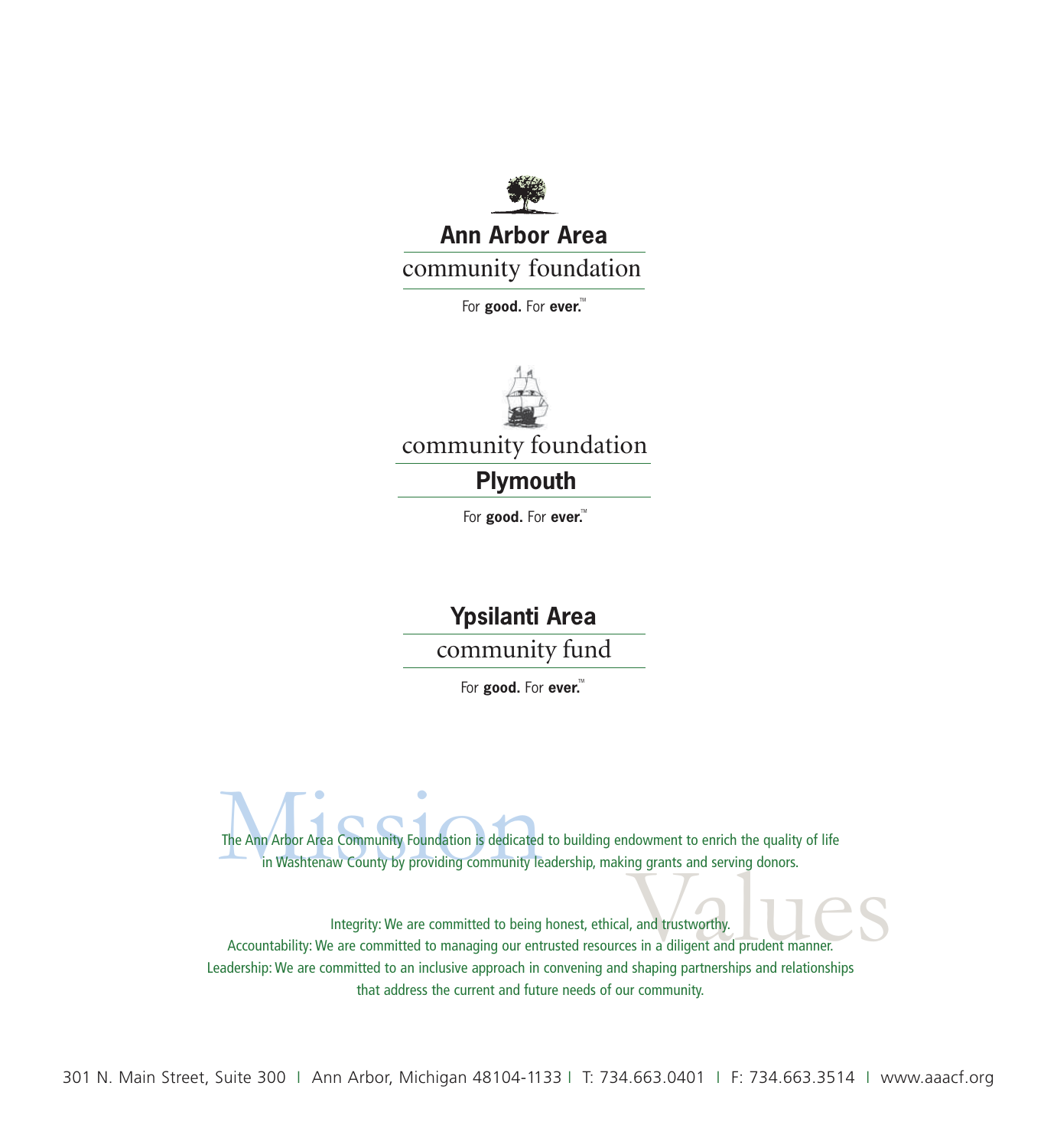**Ann Arbor Area**
community foundation

For **good.** For **ever.**™

community foundation
**Plymouth**

For **good.** For **ever.**™

**Ypsilanti Area**
community fund

For **good.** For **ever.**™

## Mission

The Ann Arbor Area Community Foundation is dedicated to building endowment to enrich the quality of life in Washtenaw County by providing community leadership, making grants and serving donors.

## Values

Integrity: We are committed to being honest, ethical, and trustworthy.
Accountability: We are committed to managing our entrusted resources in a diligent and prudent manner.
Leadership: We are committed to an inclusive approach in convening and shaping partnerships and relationships that address the current and future needs of our community.

301 N. Main Street, Suite 300 | Ann Arbor, Michigan 48104-1133 | T: 734.663.0401 | F: 734.663.3514 | www.aaacf.org